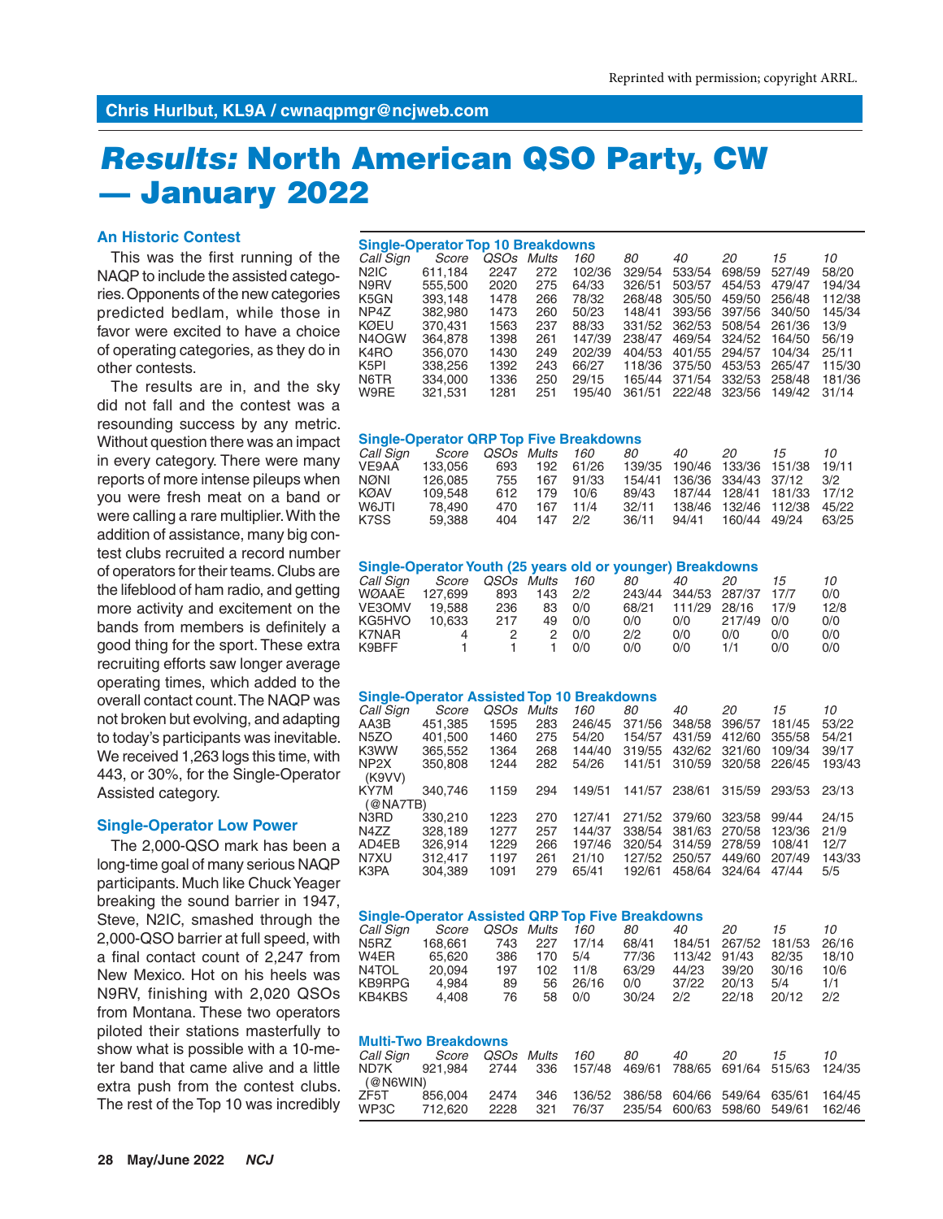Reprinted with permission; copyright ARRL.

Chris Hurlbut, KL9A / cwnaqpmgr@ncjweb.com

# *Results:* North American QSO Party, CW — January 2022

### An Historic Contest

This was the first running of the NAQP to include the assisted categories. Opponents of the new categories predicted bedlam, while those in favor were excited to have a choice of operating categories, as they do in other contests.

The results are in, and the sky did not fall and the contest was a resounding success by any metric. Without question there was an impact in every category. There were many reports of more intense pileups when you were fresh meat on a band or were calling a rare multiplier. With the addition of assistance, many big contest clubs recruited a record number of operators for their teams. Clubs are the lifeblood of ham radio, and getting more activity and excitement on the bands from members is definitely a good thing for the sport. These extra recruiting efforts saw longer average operating times, which added to the overall contact count. The NAQP was not broken but evolving, and adapting to today's participants was inevitable. We received 1,263 logs this time, with 443, or 30%, for the Single-Operator Assisted category.

### Single-Operator Low Power

The 2,000-QSO mark has been a long-time goal of many serious NAQP participants. Much like Chuck Yeager breaking the sound barrier in 1947, Steve, N2IC, smashed through the 2,000-QSO barrier at full speed, with a final contact count of 2,247 from New Mexico. Hot on his heels was N9RV, finishing with 2,020 QSOs from Montana. These two operators piloted their stations masterfully to show what is possible with a 10-meter band that came alive and a little extra push from the contest clubs. The rest of the Top 10 was incredibly

**Single-Operator Top 10 Breakdowns**

| *Call Sign* | *Score* | *QSOs* | *Mults* | *160* | *80* | *40* | *20* | *15* | *10* |
|---|---|---|---|---|---|---|---|---|---|
| N2IC | 611,184 | 2247 | 272 | 102/36 | 329/54 | 533/54 | 698/59 | 527/49 | 58/20 |
| N9RV | 555,500 | 2020 | 275 | 64/33 | 326/51 | 503/57 | 454/53 | 479/47 | 194/34 |
| K5GN | 393,148 | 1478 | 266 | 78/32 | 268/48 | 305/50 | 459/50 | 256/48 | 112/38 |
| NP4Z | 382,980 | 1473 | 260 | 50/23 | 148/41 | 393/56 | 397/56 | 340/50 | 145/34 |
| KØEU | 370,431 | 1563 | 237 | 88/33 | 331/52 | 362/53 | 508/54 | 261/36 | 13/9 |
| N4OGW | 364,878 | 1398 | 261 | 147/39 | 238/47 | 469/54 | 324/52 | 164/50 | 56/19 |
| K4RO | 356,070 | 1430 | 249 | 202/39 | 404/53 | 401/55 | 294/57 | 104/34 | 25/11 |
| K5PI | 338,256 | 1392 | 243 | 66/27 | 118/36 | 375/50 | 453/53 | 265/47 | 115/30 |
| N6TR | 334,000 | 1336 | 250 | 29/15 | 165/44 | 371/54 | 332/53 | 258/48 | 181/36 |
| W9RE | 321,531 | 1281 | 251 | 195/40 | 361/51 | 222/48 | 323/56 | 149/42 | 31/14 |

**Single-Operator QRP Top Five Breakdowns**

| *Call Sign* | *Score* | *QSOs* | *Mults* | *160* | *80* | *40* | *20* | *15* | *10* |
|---|---|---|---|---|---|---|---|---|---|
| VE9AA | 133,056 | 693 | 192 | 61/26 | 139/35 | 190/46 | 133/36 | 151/38 | 19/11 |
| NØNI | 126,085 | 755 | 167 | 91/33 | 154/41 | 136/36 | 334/43 | 37/12 | 3/2 |
| KØAV | 109,548 | 612 | 179 | 10/6 | 89/43 | 187/44 | 128/41 | 181/33 | 17/12 |
| W6JTI | 78,490 | 470 | 167 | 11/4 | 32/11 | 138/46 | 132/46 | 112/38 | 45/22 |
| K7SS | 59,388 | 404 | 147 | 2/2 | 36/11 | 94/41 | 160/44 | 49/24 | 63/25 |

**Single-Operator Youth (25 years old or younger) Breakdowns**

| *Call Sign* | *Score* | *QSOs* | *Mults* | *160* | *80* | *40* | *20* | *15* | *10* |
|---|---|---|---|---|---|---|---|---|---|
| WØAAE | 127,699 | 893 | 143 | 2/2 | 243/44 | 344/53 | 287/37 | 17/7 | 0/0 |
| VE3OMV | 19,588 | 236 | 83 | 0/0 | 68/21 | 111/29 | 28/16 | 17/9 | 12/8 |
| KG5HVO | 10,633 | 217 | 49 | 0/0 | 0/0 | 0/0 | 217/49 | 0/0 | 0/0 |
| K7NAR | 4 | 2 | 2 | 0/0 | 2/2 | 0/0 | 0/0 | 0/0 | 0/0 |
| K9BFF | 1 | 1 | 1 | 0/0 | 0/0 | 0/0 | 1/1 | 0/0 | 0/0 |

**Single-Operator Assisted Top 10 Breakdowns**

| *Call Sign* | *Score* | *QSOs* | *Mults* | *160* | *80* | *40* | *20* | *15* | *10* |
|---|---|---|---|---|---|---|---|---|---|
| AA3B | 451,385 | 1595 | 283 | 246/45 | 371/56 | 348/58 | 396/57 | 181/45 | 53/22 |
| N5ZO | 401,500 | 1460 | 275 | 54/20 | 154/57 | 431/59 | 412/60 | 355/58 | 54/21 |
| K3WW | 365,552 | 1364 | 268 | 144/40 | 319/55 | 432/62 | 321/60 | 109/34 | 39/17 |
| NP2X (K9VV) | 350,808 | 1244 | 282 | 54/26 | 141/51 | 310/59 | 320/58 | 226/45 | 193/43 |
| KY7M (@NA7TB) | 340,746 | 1159 | 294 | 149/51 | 141/57 | 238/61 | 315/59 | 293/53 | 23/13 |
| N3RD | 330,210 | 1223 | 270 | 127/41 | 271/52 | 379/60 | 323/58 | 99/44 | 24/15 |
| N4ZZ | 328,189 | 1277 | 257 | 144/37 | 338/54 | 381/63 | 270/58 | 123/36 | 21/9 |
| AD4EB | 326,914 | 1229 | 266 | 197/46 | 320/54 | 314/59 | 278/59 | 108/41 | 12/7 |
| N7XU | 312,417 | 1197 | 261 | 21/10 | 127/52 | 250/57 | 449/60 | 207/49 | 143/33 |
| K3PA | 304,389 | 1091 | 279 | 65/41 | 192/61 | 458/64 | 324/64 | 47/44 | 5/5 |

**Single-Operator Assisted QRP Top Five Breakdowns**

| *Call Sign* | *Score* | *QSOs* | *Mults* | *160* | *80* | *40* | *20* | *15* | *10* |
|---|---|---|---|---|---|---|---|---|---|
| N5RZ | 168,661 | 743 | 227 | 17/14 | 68/41 | 184/51 | 267/52 | 181/53 | 26/16 |
| W4ER | 65,620 | 386 | 170 | 5/4 | 77/36 | 113/42 | 91/43 | 82/35 | 18/10 |
| N4TOL | 20,094 | 197 | 102 | 11/8 | 63/29 | 44/23 | 39/20 | 30/16 | 10/6 |
| KB9RPG | 4,984 | 89 | 56 | 26/16 | 0/0 | 37/22 | 20/13 | 5/4 | 1/1 |
| KB4KBS | 4,408 | 76 | 58 | 0/0 | 30/24 | 2/2 | 22/18 | 20/12 | 2/2 |

**Multi-Two Breakdowns**

| *Call Sign* | *Score* | *QSOs* | *Mults* | *160* | *80* | *40* | *20* | *15* | *10* |
|---|---|---|---|---|---|---|---|---|---|
| ND7K (@N6WIN) | 921,984 | 2744 | 336 | 157/48 | 469/61 | 788/65 | 691/64 | 515/63 | 124/35 |
| ZF5T | 856,004 | 2474 | 346 | 136/52 | 386/58 | 604/66 | 549/64 | 635/61 | 164/45 |
| WP3C | 712,620 | 2228 | 321 | 76/37 | 235/54 | 600/63 | 598/60 | 549/61 | 162/46 |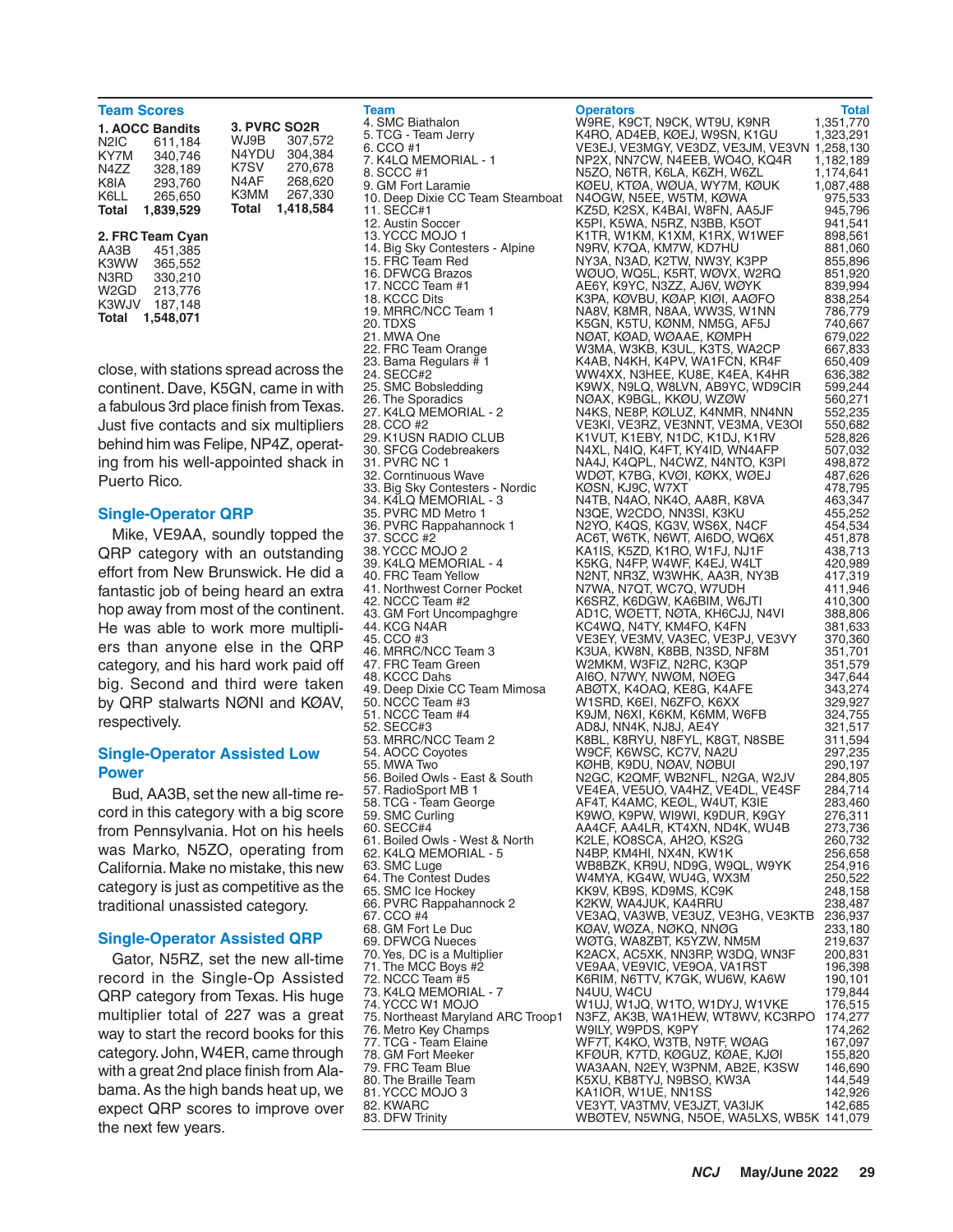## Team Scores

**1. AOCC Bandits**

| | |
|---|---|
| N2IC | 611,184 |
| KY7M | 340,746 |
| N4ZZ | 328,189 |
| K8IA | 293,760 |
| K6LL | 265,650 |
| **Total** | **1,839,529** |

**2. FRC Team Cyan**

| | |
|---|---|
| AA3B | 451,385 |
| K3WW | 365,552 |
| N3RD | 330,210 |
| W2GD | 213,776 |
| K3WJV | 187,148 |
| **Total** | **1,548,071** |

**3. PVRC SO2R**

| | |
|---|---|
| WJ9B | 307,572 |
| N4YDU | 304,384 |
| K7SV | 270,678 |
| N4AF | 268,620 |
| K3MM | 267,330 |
| **Total** | **1,418,584** |

close, with stations spread across the continent. Dave, K5GN, came in with a fabulous 3rd place finish from Texas. Just five contacts and six multipliers behind him was Felipe, NP4Z, operating from his well-appointed shack in Puerto Rico.

### Single-Operator QRP

Mike, VE9AA, soundly topped the QRP category with an outstanding effort from New Brunswick. He did a fantastic job of being heard an extra hop away from most of the continent. He was able to work more multipliers than anyone else in the QRP category, and his hard work paid off big. Second and third were taken by QRP stalwarts NØNI and KØAV, respectively.

### Single-Operator Assisted Low Power

Bud, AA3B, set the new all-time record in this category with a big score from Pennsylvania. Hot on his heels was Marko, N5ZO, operating from California. Make no mistake, this new category is just as competitive as the traditional unassisted category.

### Single-Operator Assisted QRP

Gator, N5RZ, set the new all-time record in the Single-Op Assisted QRP category from Texas. His huge multiplier total of 227 was a great way to start the record books for this category. John, W4ER, came through with a great 2nd place finish from Alabama. As the high bands heat up, we expect QRP scores to improve over the next few years.

| Team | Operators | Total |
|---|---|---|
| 4. SMC Biathalon | W9RE, K9CT, N9CK, WT9U, K9NR | 1,351,770 |
| 5. TCG - Team Jerry | K4RO, AD4EB, KØEJ, W9SN, K1GU | 1,323,291 |
| 6. CCO #1 | VE3EJ, VE3MGY, VE3DZ, VE3JM, VE3VN | 1,258,130 |
| 7. K4LQ MEMORIAL - 1 | NP2X, NN7CW, N4EEB, WO4O, KQ4R | 1,182,189 |
| 8. SCCC #1 | N5ZO, N6TR, K6LA, K6ZH, W6ZL | 1,174,641 |
| 9. GM Fort Laramie | KØEU, KTØA, WØUA, WY7M, KØUK | 1,087,488 |
| 10. Deep Dixie CC Team Steamboat | N4OGW, N5EE, W5TM, KØWA | 975,533 |
| 11. SECC#1 | KZ5D, K2SX, K4BAI, W8FN, AA5JF | 945,796 |
| 12. Austin Soccer | K5PI, K5WA, N5RZ, N3BB, K5OT | 941,541 |
| 13. YCCC MOJO 1 | K1TR, W1KM, K1XM, K1RX, W1WEF | 898,561 |
| 14. Big Sky Contesters - Alpine | N9RV, K7QA, KM7W, KD7HU | 881,060 |
| 15. FRC Team Red | NY3A, N3AD, K2TW, NW3Y, K3PP | 855,896 |
| 16. DFWCG Brazos | WØUO, WQ5L, K5RT, WØVX, W2RQ | 851,920 |
| 17. NCCC Team #1 | AE6Y, K9YC, N3ZZ, AJ6V, WØYK | 839,994 |
| 18. KCCC Dits | K3PA, KØVBU, KØAP, KIØI, AAØFO | 838,254 |
| 19. MRRC/NCC Team 1 | NA8V, K8MR, N8AA, WW3S, W1NN | 786,779 |
| 20. TDXS | K5GN, K5TU, KØNM, NM5G, AF5J | 740,667 |
| 21. MWA One | NØAT, KØAD, WØAAE, KØMPH | 679,022 |
| 22. FRC Team Orange | W3MA, W3KB, K3UL, K3TS, WA2CP | 667,833 |
| 23. Bama Regulars # 1 | K4AB, N4KH, K4PV, WA1FCN, KR4F | 650,409 |
| 24. SECC#2 | WW4XX, N3HEE, KU8E, K4EA, K4HR | 636,382 |
| 25. SMC Bobsledding | K9WX, N9LQ, W8LVN, AB9YC, WD9CIR | 599,244 |
| 26. The Sporadics | NØAX, K9BGL, KKØU, WZØW | 560,271 |
| 27. K4LQ MEMORIAL - 2 | N4KS, NE8P, KØLUZ, K4NMR, NN4NN | 552,235 |
| 28. CCO #2 | VE3KI, VE3RZ, VE3NNT, VE3MA, VE3OI | 550,682 |
| 29. K1USN RADIO CLUB | K1VUT, K1EBY, N1DC, K1DJ, K1RV | 528,826 |
| 30. SFCG Codebreakers | N4XL, N4IQ, K4FT, KY4ID, WN4AFP | 507,032 |
| 31. PVRC NC 1 | NA4J, K4QPL, N4CWZ, N4NTO, K3PI | 498,872 |
| 32. Corntinuous Wave | WDØT, K7BG, KVØI, KØKX, WØEJ | 487,626 |
| 33. Big Sky Contesters - Nordic | KØSN, KJ9C, W7XT | 478,795 |
| 34. K4LQ MEMORIAL - 3 | N4TB, N4AO, NK4O, AA8R, K8VA | 463,347 |
| 35. PVRC MD Metro 1 | N3QE, W2CDO, NN3SI, K3KU | 455,252 |
| 36. PVRC Rappahannock 1 | N2YO, K4QS, KG3V, WS6X, N4CF | 454,534 |
| 37. SCCC #2 | AC6T, W6TK, N6WT, AI6DO, WQ6X | 451,878 |
| 38. YCCC MOJO 2 | KA1IS, K5ZD, K1RO, W1FJ, NJ1F | 438,713 |
| 39. K4LQ MEMORIAL - 4 | K5KG, N4FP, W4WF, K4EJ, W4LT | 420,989 |
| 40. FRC Team Yellow | N2NT, NR3Z, W3WHK, AA3R, NY3B | 417,319 |
| 41. Northwest Corner Pocket | N7WA, N7QT, WC7Q, W7UDH | 411,946 |
| 42. NCCC Team #2 | K6SRZ, K6DGW, KA6BIM, W6JTI | 410,300 |
| 43. GM Fort Uncompaghgre | AD1C, WØETT, NØTA, KH6CJJ, N4VI | 388,806 |
| 44. KCG N4AR | KC4WQ, N4TY, KM4FO, K4FN | 381,633 |
| 45. CCO #3 | VE3EY, VE3MV, VA3EC, VE3PJ, VE3VY | 370,360 |
| 46. MRRC/NCC Team 3 | K3UA, KW8N, K8BB, N3SD, NF8M | 351,701 |
| 47. FRC Team Green | W2MKM, W3FIZ, N2RC, K3QP | 351,579 |
| 48. KCCC Dahs | AI6O, N7WY, NWØM, NØEG | 347,644 |
| 49. Deep Dixie CC Team Mimosa | ABØTX, K4OAQ, KE8G, K4AFE | 343,274 |
| 50. NCCC Team #3 | W1SRD, K6EI, N6ZFO, K6XX | 329,927 |
| 51. NCCC Team #4 | K9JM, N6XI, K6KM, K6MM, W6FB | 324,755 |
| 52. SECC#3 | AD8J, NN4K, NJ8J, AE4Y | 321,517 |
| 53. MRRC/NCC Team 2 | K8BL, K8RYU, N8FYL, K8GT, N8SBE | 311,594 |
| 54. AOCC Coyotes | W9CF, K6WSC, KC7V, NA2U | 297,235 |
| 55. MWA Two | KØHB, K9DU, NØAV, NØBUI | 290,197 |
| 56. Boiled Owls - East & South | N2GC, K2QMF, WB2NFL, N2GA, W2JV | 284,805 |
| 57. RadioSport MB 1 | VE4EA, VE5UO, VA4HZ, VE4DL, VE4SF | 284,714 |
| 58. TCG - Team George | AF4T, K4AMC, KEØL, W4UT, K3IE | 283,460 |
| 59. SMC Curling | K9WO, K9PW, WI9WI, K9DUR, K9GY | 276,311 |
| 60. SECC#4 | AA4CF, AA4LR, KT4XN, ND4K, WU4B | 273,736 |
| 61. Boiled Owls - West & North | K2LE, KO8SCA, AH2O, KS2G | 260,732 |
| 62. K4LQ MEMORIAL - 5 | N4BP, KM4HI, NX4N, KW1K | 256,658 |
| 63. SMC Luge | WB8BZK, KR9U, ND9G, W9QL, W9YK | 254,916 |
| 64. The Contest Dudes | W4MYA, KG4W, WU4G, WX3M | 250,522 |
| 65. SMC Ice Hockey | KK9V, KB9S, KD9MS, KC9K | 248,158 |
| 66. PVRC Rappahannock 2 | K2KW, WA4JUK, KA4RRU | 238,487 |
| 67. CCO #4 | VE3AQ, VA3WB, VE3UZ, VE3HG, VE3KTB | 236,937 |
| 68. GM Fort Le Duc | KØAV, WØZA, NØKQ, NNØG | 233,180 |
| 69. DFWCG Nueces | WØTG, WA8ZBT, K5YZW, NM5M | 219,637 |
| 70. Yes, DC is a Multiplier | K2ACX, AC5XK, NN3RP, W3DQ, WN3F | 200,831 |
| 71. The MCC Boys #2 | VE9AA, VE9VIC, VE9OA, VA1RST | 196,398 |
| 72. NCCC Team #5 | K6RIM, N6TTV, K7GK, WU6W, KA6W | 190,101 |
| 73. K4LQ MEMORIAL - 7 | N4UU, W4CU | 179,844 |
| 74. YCCC W1 MOJO | W1UJ, W1JQ, W1TO, W1DYJ, W1VKE | 176,515 |
| 75. Northeast Maryland ARC Troop1 | N3FZ, AK3B, WA1HEW, WT8WV, KC3RPO | 174,277 |
| 76. Metro Key Champs | W9ILY, W9PDS, K9PY | 174,262 |
| 77. TCG - Team Elaine | WF7T, K4KO, W3TB, N9TF, WØAG | 167,097 |
| 78. GM Fort Meeker | KFØUR, K7TD, KØGUZ, KØAE, KJØI | 155,820 |
| 79. FRC Team Blue | WA3AAN, N2EY, W3PNM, AB2E, K3SW | 146,690 |
| 80. The Braille Team | K5XU, KB8TYJ, N9BSO, KW3A | 144,549 |
| 81. YCCC MOJO 3 | KA1IOR, W1UE, NN1SS | 142,926 |
| 82. KWARC | VE3YT, VA3TMV, VE3JZT, VA3IJK | 142,685 |
| 83. DFW Trinity | WBØTEV, N5WNG, N5OE, WA5LXS, WB5K | 141,079 |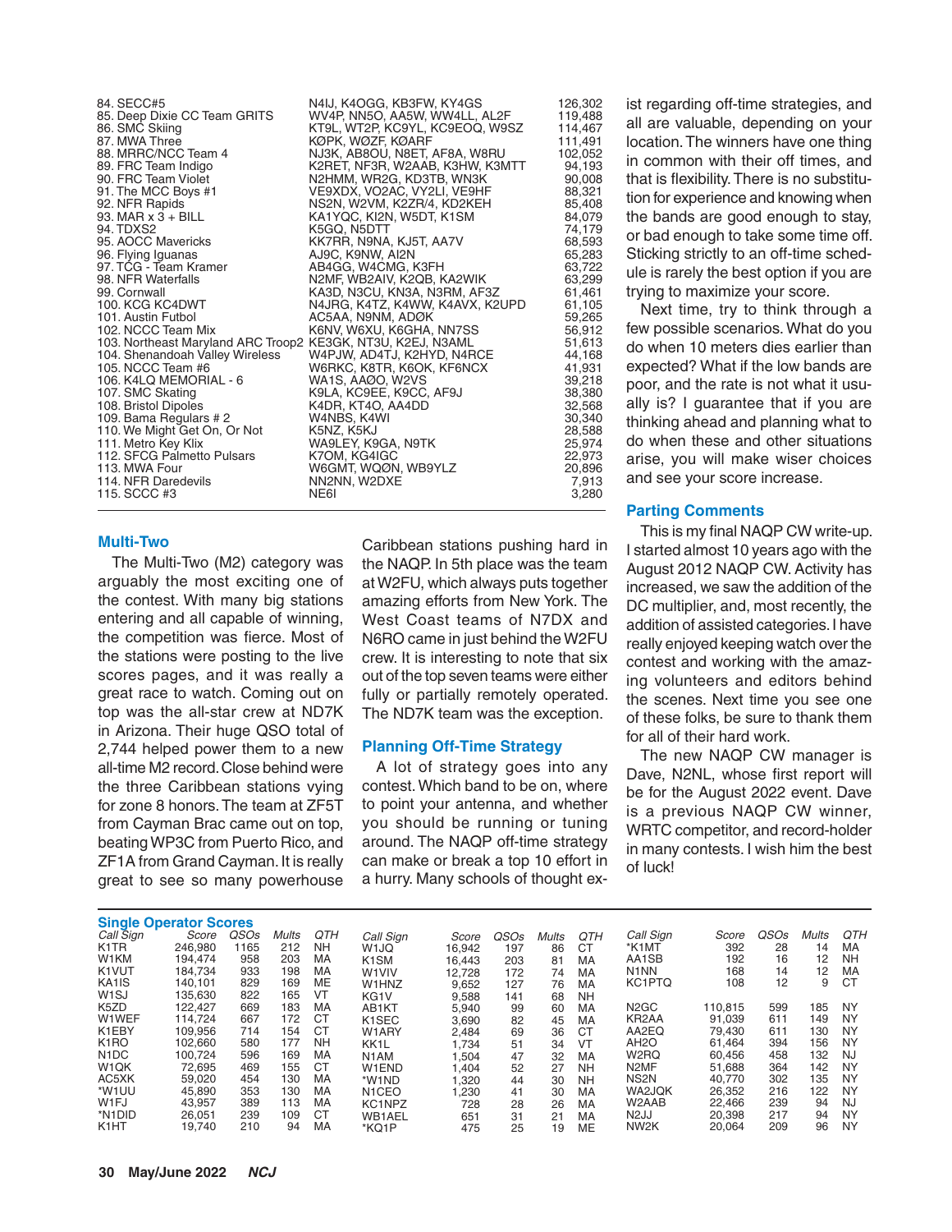| | | |
|---|---|---|
| 84. SECC#5 | N4IJ, K4OGG, KB3FW, KY4GS | 126,302 |
| 85. Deep Dixie CC Team GRITS | WV4P, NN5O, AA5W, WW4LL, AL2F | 119,488 |
| 86. SMC Skiing | KT9L, WT2P, KC9YL, KC9EOQ, W9SZ | 114,467 |
| 87. MWA Three | KØPK, WØZF, KØARF | 111,491 |
| 88. MRRC/NCC Team 4 | NJ3K, AB8OU, N8ET, AF8A, W8RU | 102,052 |
| 89. FRC Team Indigo | K2RET, NF3R, W2AAB, K3HW, K3MTT | 94,193 |
| 90. FRC Team Violet | N2HMM, WR2G, KD3TB, WN3K | 90,008 |
| 91. The MCC Boys #1 | VE9XDX, VO2AC, VY2LI, VE9HF | 88,321 |
| 92. NFR Rapids | NS2N, W2VM, K2ZR/4, KD2KEH | 85,408 |
| 93. MAR x 3 + BILL | KA1YQC, KI2N, W5DT, K1SM | 84,079 |
| 94. TDXS2 | K5GQ, N5DTT | 74,179 |
| 95. AOCC Mavericks | KK7RR, N9NA, KJ5T, AA7V | 68,593 |
| 96. Flying Iguanas | AJ9C, K9NW, AI2N | 65,283 |
| 97. TCG - Team Kramer | AB4GG, W4CMG, K3FH | 63,722 |
| 98. NFR Waterfalls | N2MF, WB2AIV, K2QB, KA2WIK | 63,299 |
| 99. Cornwall | KA3D, N3CU, KN3A, N3RM, AF3Z | 61,461 |
| 100. KCG KC4DWT | N4JRG, K4TZ, K4WW, K4AVX, K2UPD | 61,105 |
| 101. Austin Futbol | AC5AA, N9NM, ADØK | 59,265 |
| 102. NCCC Team Mix | K6NV, W6XU, K6GHA, NN7SS | 56,912 |
| 103. Northeast Maryland ARC Troop2 | KE3GK, NT3U, K2EJ, N3AML | 51,613 |
| 104. Shenandoah Valley Wireless | W4PJW, AD4TJ, K2HYD, N4RCE | 44,168 |
| 105. NCCC Team #6 | W6RKC, K8TR, K6OK, KF6NCX | 41,931 |
| 106. K4LQ MEMORIAL - 6 | WA1S, AAØO, W2VS | 39,218 |
| 107. SMC Skating | K9LA, KC9EE, K9CC, AF9J | 38,380 |
| 108. Bristol Dipoles | K4DR, KT4O, AA4DD | 32,568 |
| 109. Bama Regulars # 2 | W4NBS, K4WI | 30,340 |
| 110. We Might Get On, Or Not | K5NZ, K5KJ | 28,588 |
| 111. Metro Key Klix | WA9LEY, K9GA, N9TK | 25,974 |
| 112. SFCG Palmetto Pulsars | K7OM, KG4IGC | 22,973 |
| 113. MWA Four | W6GMT, WQØN, WB9YLZ | 20,896 |
| 114. NFR Daredevils | NN2NN, W2DXE | 7,913 |
| 115. SCCC #3 | NE6I | 3,280 |

### Multi-Two

The Multi-Two (M2) category was arguably the most exciting one of the contest. With many big stations entering and all capable of winning, the competition was fierce. Most of the stations were posting to the live scores pages, and it was really a great race to watch. Coming out on top was the all-star crew at ND7K in Arizona. Their huge QSO total of 2,744 helped power them to a new all-time M2 record. Close behind were the three Caribbean stations vying for zone 8 honors. The team at ZF5T from Cayman Brac came out on top, beating WP3C from Puerto Rico, and ZF1A from Grand Cayman. It is really great to see so many powerhouse Caribbean stations pushing hard in the NAQP. In 5th place was the team at W2FU, which always puts together amazing efforts from New York. The West Coast teams of N7DX and N6RO came in just behind the W2FU crew. It is interesting to note that six out of the top seven teams were either fully or partially remotely operated. The ND7K team was the exception.

### Planning Off-Time Strategy

A lot of strategy goes into any contest. Which band to be on, where to point your antenna, and whether you should be running or tuning around. The NAQP off-time strategy can make or break a top 10 effort in a hurry. Many schools of thought exist regarding off-time strategies, and all are valuable, depending on your location. The winners have one thing in common with their off times, and that is flexibility. There is no substitution for experience and knowing when the bands are good enough to stay, or bad enough to take some time off. Sticking strictly to an off-time schedule is rarely the best option if you are trying to maximize your score.

Next time, try to think through a few possible scenarios. What do you do when 10 meters dies earlier than expected? What if the low bands are poor, and the rate is not what it usually is? I guarantee that if you are thinking ahead and planning what to do when these and other situations arise, you will make wiser choices and see your score increase.

### Parting Comments

This is my final NAQP CW write-up. I started almost 10 years ago with the August 2012 NAQP CW. Activity has increased, we saw the addition of the DC multiplier, and, most recently, the addition of assisted categories. I have really enjoyed keeping watch over the contest and working with the amazing volunteers and editors behind the scenes. Next time you see one of these folks, be sure to thank them for all of their hard work.

The new NAQP CW manager is Dave, N2NL, whose first report will be for the August 2022 event. Dave is a previous NAQP CW winner, WRTC competitor, and record-holder in many contests. I wish him the best of luck!

### Single Operator Scores

| Call Sign | Score | QSOs | Mults | QTH |
|---|---|---|---|---|
| K1TR | 246,980 | 1165 | 212 | NH |
| W1KM | 194,474 | 958 | 203 | MA |
| K1VUT | 184,734 | 933 | 198 | MA |
| KA1IS | 140,101 | 829 | 169 | ME |
| W1SJ | 135,630 | 822 | 165 | VT |
| K5ZD | 122,427 | 669 | 183 | MA |
| W1WEF | 114,724 | 667 | 172 | CT |
| K1EBY | 109,956 | 714 | 154 | CT |
| K1RO | 102,660 | 580 | 177 | NH |
| N1DC | 100,724 | 596 | 169 | MA |
| W1QK | 72,695 | 469 | 155 | CT |
| AC5XK | 59,020 | 454 | 130 | MA |
| *W1UU | 45,890 | 353 | 130 | MA |
| W1FJ | 43,957 | 389 | 113 | MA |
| *N1DID | 26,051 | 239 | 109 | CT |
| K1HT | 19,740 | 210 | 94 | MA |
| W1JQ | 16,942 | 197 | 86 | CT |
| K1SM | 16,443 | 203 | 81 | MA |
| W1VIV | 12,728 | 172 | 74 | MA |
| W1HNZ | 9,652 | 127 | 76 | MA |
| KG1V | 9,588 | 141 | 68 | NH |
| AB1KT | 5,940 | 99 | 60 | MA |
| K1SEC | 3,690 | 82 | 45 | MA |
| W1ARY | 2,484 | 69 | 36 | CT |
| KK1L | 1,734 | 51 | 34 | VT |
| N1AM | 1,504 | 47 | 32 | MA |
| W1END | 1,404 | 52 | 27 | NH |
| *W1ND | 1,320 | 44 | 30 | NH |
| N1CEO | 1,230 | 41 | 30 | MA |
| KC1NPZ | 728 | 28 | 26 | MA |
| WB1AEL | 651 | 31 | 21 | MA |
| *KQ1P | 475 | 25 | 19 | ME |
| *K1MT | 392 | 28 | 14 | MA |
| AA1SB | 192 | 16 | 12 | NH |
| N1NN | 168 | 14 | 12 | MA |
| KC1PTQ | 108 | 12 | 9 | CT |
| | | | | |
| N2GC | 110,815 | 599 | 185 | NY |
| KR2AA | 91,039 | 611 | 149 | NY |
| AA2EQ | 79,430 | 611 | 130 | NY |
| AH2O | 61,464 | 394 | 156 | NY |
| W2RQ | 60,456 | 458 | 132 | NJ |
| N2MF | 51,688 | 364 | 142 | NY |
| NS2N | 40,770 | 302 | 135 | NY |
| WA2JQK | 26,352 | 216 | 122 | NY |
| W2AAB | 22,466 | 239 | 94 | NJ |
| N2JJ | 20,398 | 217 | 94 | NY |
| NW2K | 20,064 | 209 | 96 | NY |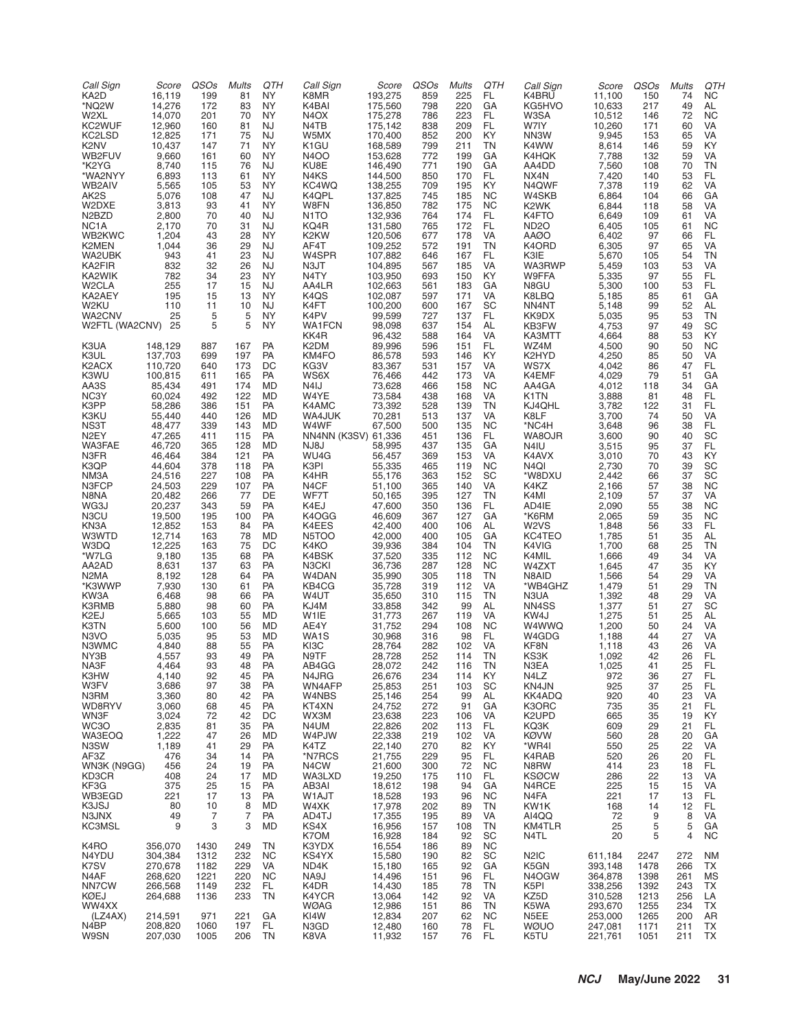| Call Sign | Score | QSOs | Mults | QTH |
|---|---|---|---|---|
| KA2D | 16,119 | 199 | 81 | NY |
| *NQ2W | 14,276 | 172 | 83 | NY |
| W2XL | 14,070 | 201 | 70 | NY |
| KC2WUF | 12,960 | 160 | 81 | NJ |
| KC2LSD | 12,825 | 171 | 75 | NJ |
| K2NV | 10,437 | 147 | 71 | NY |
| WB2FUV | 9,660 | 161 | 60 | NY |
| *K2YG | 8,740 | 115 | 76 | NJ |
| *WA2NYY | 6,893 | 113 | 61 | NY |
| WB2AIV | 5,565 | 105 | 53 | NY |
| AK2S | 5,076 | 108 | 47 | NJ |
| W2DXE | 3,813 | 93 | 41 | NY |
| N2BZD | 2,800 | 70 | 40 | NJ |
| NC1A | 2,170 | 70 | 31 | NJ |
| WB2KWC | 1,204 | 43 | 28 | NY |
| K2MEN | 1,044 | 36 | 29 | NJ |
| WA2UBK | 943 | 41 | 23 | NJ |
| KA2FIR | 832 | 32 | 26 | NJ |
| KA2WIK | 782 | 34 | 23 | NY |
| W2CLA | 255 | 17 | 15 | NJ |
| KA2AEY | 195 | 15 | 13 | NY |
| W2KU | 110 | 11 | 10 | NJ |
| WA2CNV | 25 | 5 | 5 | NY |
| W2FTL (WA2CNV) | 25 | 5 | 5 | NY |
| K3UA | 148,129 | 887 | 167 | PA |
| K3UL | 137,703 | 699 | 197 | PA |
| K2ACX | 110,720 | 640 | 173 | DC |
| K3WU | 100,815 | 611 | 165 | PA |
| AA3S | 85,434 | 491 | 174 | MD |
| NC3Y | 60,024 | 492 | 122 | MD |
| K3PP | 58,286 | 386 | 151 | PA |
| K3KU | 55,440 | 440 | 126 | MD |
| NS3T | 48,477 | 339 | 143 | MD |
| N2EY | 47,265 | 411 | 115 | PA |
| WA3FAE | 46,720 | 365 | 128 | MD |
| N3FR | 46,464 | 384 | 121 | PA |
| K3QP | 44,604 | 378 | 118 | PA |
| NM3A | 24,516 | 227 | 108 | PA |
| N3FCP | 24,503 | 229 | 107 | PA |
| N8NA | 20,482 | 266 | 77 | DE |
| WG3J | 20,237 | 343 | 59 | PA |
| N3CU | 19,500 | 195 | 100 | PA |
| KN3A | 12,852 | 153 | 84 | PA |
| W3WTD | 12,714 | 163 | 78 | MD |
| W3DQ | 12,225 | 163 | 75 | DC |
| *W7LG | 9,180 | 135 | 68 | PA |
| AA2AD | 8,631 | 137 | 63 | PA |
| N2MA | 8,192 | 128 | 64 | PA |
| *K3WWP | 7,930 | 130 | 61 | PA |
| KW3A | 6,468 | 98 | 66 | PA |
| K3RMB | 5,880 | 98 | 60 | PA |
| K2EJ | 5,665 | 103 | 55 | MD |
| K3TN | 5,600 | 100 | 56 | MD |
| N3VO | 5,035 | 95 | 53 | MD |
| N3WMC | 4,840 | 88 | 55 | PA |
| NY3B | 4,557 | 93 | 49 | PA |
| NA3F | 4,464 | 93 | 48 | PA |
| K3HW | 4,140 | 92 | 45 | PA |
| W3FV | 3,686 | 97 | 38 | PA |
| N3RM | 3,360 | 80 | 42 | PA |
| WD8RYV | 3,060 | 68 | 45 | PA |
| WN3F | 3,024 | 72 | 42 | DC |
| WC3O | 2,835 | 81 | 35 | PA |
| WA3EOQ | 1,222 | 47 | 26 | MD |
| N3SW | 1,189 | 41 | 29 | PA |
| AF3Z | 476 | 34 | 14 | PA |
| WN3K (N9GG) | 456 | 24 | 19 | PA |
| KD3CR | 408 | 24 | 17 | MD |
| KF3G | 375 | 25 | 15 | PA |
| WB3EGD | 221 | 17 | 13 | PA |
| K3JSJ | 80 | 10 | 8 | MD |
| N3JNX | 49 | 7 | 7 | PA |
| KC3MSL | 9 | 3 | 3 | MD |
| K4RO | 356,070 | 1430 | 249 | TN |
| N4YDU | 304,384 | 1312 | 232 | NC |
| K7SV | 270,678 | 1182 | 229 | VA |
| N4AF | 268,620 | 1221 | 220 | NC |
| NN7CW | 266,568 | 1149 | 232 | FL |
| KØEJ | 264,688 | 1136 | 233 | TN |
| WW4XX (LZ4AX) | 214,591 | 971 | 221 | GA |
| N4BP | 208,820 | 1060 | 197 | FL |
| W9SN | 207,030 | 1005 | 206 | TN |
| K8MR | 193,275 | 859 | 225 | FL |
| K4BAI | 175,560 | 798 | 220 | GA |
| N4OX | 175,278 | 786 | 223 | FL |
| N4TB | 175,142 | 838 | 209 | FL |
| W5MX | 170,400 | 852 | 200 | KY |
| K1GU | 168,589 | 799 | 211 | TN |
| N4OO | 153,628 | 772 | 199 | GA |
| KU8E | 146,490 | 771 | 190 | GA |
| N4KS | 144,500 | 850 | 170 | FL |
| KC4WQ | 138,255 | 709 | 195 | KY |
| K4QPL | 137,825 | 745 | 185 | NC |
| W8FN | 136,850 | 782 | 175 | NC |
| N1TO | 132,936 | 764 | 174 | FL |
| KQ4R | 131,580 | 765 | 172 | FL |
| K2KW | 120,506 | 677 | 178 | VA |
| AF4T | 109,252 | 572 | 191 | TN |
| W4SPR | 107,882 | 646 | 167 | FL |
| N3JT | 104,895 | 567 | 185 | VA |
| N4TY | 103,950 | 693 | 150 | KY |
| AA4LR | 102,663 | 561 | 183 | GA |
| K4QS | 102,087 | 597 | 171 | VA |
| K4FT | 100,200 | 600 | 167 | SC |
| K4PV | 99,599 | 727 | 137 | FL |
| WA1FCN | 98,098 | 637 | 154 | AL |
| KK4R | 96,432 | 588 | 164 | VA |
| K2DM | 89,996 | 596 | 151 | FL |
| KM4FO | 86,578 | 593 | 146 | KY |
| KG3V | 83,367 | 531 | 157 | VA |
| WS6X | 76,466 | 442 | 173 | VA |
| N4IJ | 73,628 | 466 | 158 | NC |
| W4YE | 73,584 | 438 | 168 | VA |
| K4AMC | 73,392 | 528 | 139 | TN |
| WA4JUK | 70,281 | 513 | 137 | VA |
| W4WF | 67,500 | 500 | 135 | NC |
| NN4NN (K3SV) | 61,336 | 451 | 136 | FL |
| NJ8J | 58,995 | 437 | 135 | GA |
| WU4G | 56,457 | 369 | 153 | VA |
| K3PI | 55,335 | 465 | 119 | NC |
| K4HR | 55,176 | 363 | 152 | SC |
| N4CF | 51,100 | 365 | 140 | VA |
| WF7T | 50,165 | 395 | 127 | TN |
| K4EJ | 47,600 | 350 | 136 | FL |
| K4OGG | 46,609 | 367 | 127 | GA |
| K4EES | 42,400 | 400 | 106 | AL |
| N5TOO | 42,000 | 400 | 105 | GA |
| K4KO | 39,936 | 384 | 104 | TN |
| K4BSK | 37,520 | 335 | 112 | NC |
| N3CKI | 36,736 | 287 | 128 | NC |
| W4DAN | 35,990 | 305 | 118 | TN |
| KB4CG | 35,728 | 319 | 112 | VA |
| W4UT | 35,650 | 310 | 115 | TN |
| KJ4M | 33,858 | 342 | 99 | AL |
| W1IE | 31,773 | 267 | 119 | VA |
| AE4Y | 31,752 | 294 | 108 | NC |
| WA1S | 30,968 | 316 | 98 | FL |
| KI3C | 28,764 | 282 | 102 | VA |
| N9TF | 28,728 | 252 | 114 | TN |
| AB4GG | 28,072 | 242 | 116 | TN |
| N4JRG | 26,676 | 234 | 114 | KY |
| WN4AFP | 25,853 | 251 | 103 | SC |
| W4NBS | 25,146 | 254 | 99 | AL |
| KT4XN | 24,752 | 272 | 91 | GA |
| WX3M | 23,638 | 223 | 106 | VA |
| N4UM | 22,826 | 202 | 113 | FL |
| W4PJW | 22,338 | 219 | 102 | VA |
| K4TZ | 22,140 | 270 | 82 | KY |
| *N7RCS | 21,755 | 229 | 95 | FL |
| N4CW | 21,600 | 300 | 72 | NC |
| WA3LXD | 19,250 | 175 | 110 | FL |
| AB3AI | 18,612 | 198 | 94 | GA |
| W1AJT | 18,528 | 193 | 96 | NC |
| W4XK | 17,978 | 202 | 89 | TN |
| AD4TJ | 17,355 | 195 | 89 | VA |
| KS4X | 16,956 | 157 | 108 | TN |
| K7OM | 16,928 | 184 | 92 | SC |
| K3YDX | 16,554 | 186 | 89 | NC |
| KS4YX | 15,580 | 190 | 82 | SC |
| ND4K | 15,180 | 165 | 92 | GA |
| NA9J | 14,496 | 151 | 96 | FL |
| K4DR | 14,430 | 185 | 78 | TN |
| K4YCR | 13,064 | 142 | 92 | VA |
| WØAG | 12,986 | 151 | 86 | TN |
| KI4W | 12,834 | 207 | 62 | NC |
| N3GD | 12,480 | 160 | 78 | FL |
| K8VA | 11,932 | 157 | 76 | FL |
| K4BRU | 11,100 | 150 | 74 | NC |
| KG5HVO | 10,633 | 217 | 49 | AL |
| W3SA | 10,512 | 146 | 72 | NC |
| W7IY | 10,260 | 171 | 60 | VA |
| NN3W | 9,945 | 153 | 65 | VA |
| K4WW | 8,614 | 146 | 59 | KY |
| K4HQK | 7,788 | 132 | 59 | VA |
| AA4DD | 7,560 | 108 | 70 | TN |
| NX4N | 7,420 | 140 | 53 | FL |
| N4QWF | 7,378 | 119 | 62 | VA |
| W4SKB | 6,864 | 104 | 66 | GA |
| K2WK | 6,844 | 118 | 58 | VA |
| K4FTO | 6,649 | 109 | 61 | VA |
| ND2O | 6,405 | 105 | 61 | NC |
| AAØO | 6,402 | 97 | 66 | FL |
| K4ORD | 6,305 | 97 | 65 | VA |
| K3IE | 5,670 | 105 | 54 | TN |
| WA3RWP | 5,459 | 103 | 53 | VA |
| W9FFA | 5,335 | 97 | 55 | FL |
| N8GU | 5,300 | 100 | 53 | FL |
| K8LBQ | 5,185 | 85 | 61 | GA |
| NN4NT | 5,148 | 99 | 52 | AL |
| KK9DX | 5,035 | 95 | 53 | TN |
| KB3FW | 4,753 | 97 | 49 | SC |
| KA3MTT | 4,664 | 88 | 53 | KY |
| WZ4M | 4,500 | 90 | 50 | NC |
| K2HYD | 4,250 | 85 | 50 | VA |
| WS7X | 4,042 | 86 | 47 | FL |
| K4EMF | 4,029 | 79 | 51 | GA |
| AA4GA | 4,012 | 118 | 34 | GA |
| K1TN | 3,888 | 81 | 48 | FL |
| KJ4QHL | 3,782 | 122 | 31 | FL |
| K8LF | 3,700 | 74 | 50 | VA |
| *NC4H | 3,648 | 96 | 38 | FL |
| WA8OJR | 3,600 | 90 | 40 | SC |
| N4IU | 3,515 | 95 | 37 | FL |
| K4AVX | 3,010 | 70 | 43 | KY |
| N4QI | 2,730 | 70 | 39 | SC |
| *W8DXU | 2,442 | 66 | 37 | SC |
| K4KZ | 2,166 | 57 | 38 | NC |
| K4MI | 2,109 | 57 | 37 | VA |
| AD4IE | 2,090 | 55 | 38 | NC |
| *K6RM | 2,065 | 59 | 35 | NC |
| W2VS | 1,848 | 56 | 33 | FL |
| KC4TEO | 1,785 | 51 | 35 | AL |
| K4VIG | 1,700 | 68 | 25 | TN |
| K4MIL | 1,666 | 49 | 34 | VA |
| W4ZXT | 1,645 | 47 | 35 | KY |
| N8AID | 1,566 | 54 | 29 | VA |
| *WB4GHZ | 1,479 | 51 | 29 | TN |
| N3UA | 1,392 | 48 | 29 | VA |
| NN4SS | 1,377 | 51 | 27 | SC |
| KW4J | 1,275 | 51 | 25 | AL |
| W4WWQ | 1,200 | 50 | 24 | VA |
| W4GDG | 1,188 | 44 | 27 | VA |
| KF8N | 1,118 | 43 | 26 | VA |
| KS3K | 1,092 | 42 | 26 | FL |
| N3EA | 1,025 | 41 | 25 | FL |
| N4LZ | 972 | 36 | 27 | FL |
| KN4JN | 925 | 37 | 25 | FL |
| KK4ADQ | 920 | 40 | 23 | VA |
| K3ORC | 735 | 35 | 21 | FL |
| K2UPD | 665 | 35 | 19 | KY |
| KQ3K | 609 | 29 | 21 | FL |
| KØVW | 560 | 28 | 20 | GA |
| *WR4I | 550 | 25 | 22 | VA |
| K4RAB | 520 | 26 | 20 | FL |
| N8RW | 414 | 23 | 18 | FL |
| KSØCW | 286 | 22 | 13 | VA |
| N4RCE | 225 | 15 | 15 | VA |
| N4FA | 221 | 17 | 13 | FL |
| KW1K | 168 | 14 | 12 | FL |
| AI4QQ | 72 | 9 | 8 | VA |
| KM4TLR | 25 | 5 | 5 | GA |
| N4TL | 20 | 5 | 4 | NC |
| N2IC | 611,184 | 2247 | 272 | NM |
| K5GN | 393,148 | 1478 | 266 | TX |
| N4OGW | 364,878 | 1398 | 261 | MS |
| K5PI | 338,256 | 1392 | 243 | TX |
| KZ5D | 310,528 | 1213 | 256 | LA |
| K5WA | 293,670 | 1255 | 234 | TX |
| N5EE | 253,000 | 1265 | 200 | AR |
| WØUO | 247,081 | 1171 | 211 | TX |
| K5TU | 221,761 | 1051 | 211 | TX |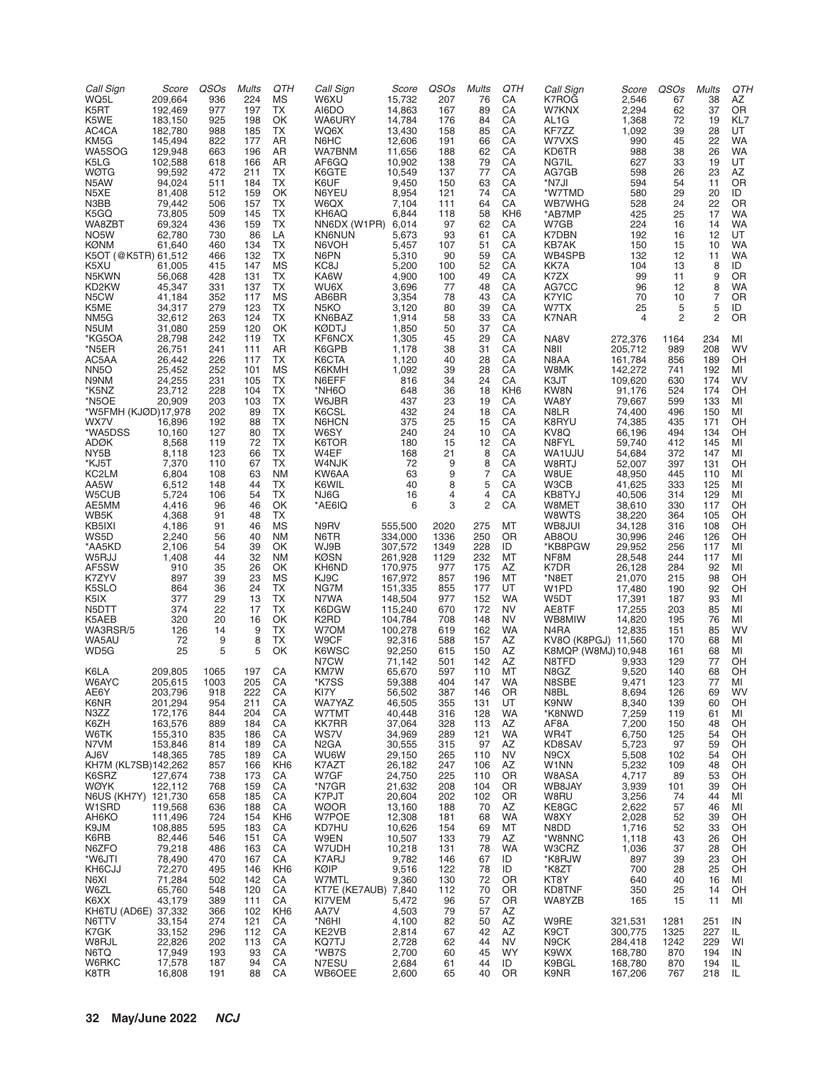| Call Sign | Score | QSOs | Mults | QTH |
|---|---|---|---|---|
| WQ5L | 209,664 | 936 | 224 | MS |
| K5RT | 192,469 | 977 | 197 | TX |
| K5WE | 183,150 | 925 | 198 | OK |
| AC4CA | 182,780 | 988 | 185 | TX |
| KM5G | 145,494 | 822 | 177 | AR |
| WA5SOG | 129,948 | 663 | 196 | AR |
| K5LG | 102,588 | 618 | 166 | AR |
| WØTG | 99,592 | 472 | 211 | TX |
| N5AW | 94,024 | 511 | 184 | TX |
| N5XE | 81,408 | 512 | 159 | OK |
| N3BB | 79,442 | 506 | 157 | TX |
| K5GQ | 73,805 | 509 | 145 | TX |
| WA8ZBT | 69,324 | 436 | 159 | TX |
| NO5W | 62,780 | 730 | 86 | LA |
| KØNM | 61,640 | 460 | 134 | TX |
| K5OT (@K5TR) | 61,512 | 466 | 132 | TX |
| K5XU | 61,005 | 415 | 147 | MS |
| N5KWN | 56,068 | 428 | 131 | TX |
| KD2KW | 45,347 | 331 | 137 | TX |
| N5CW | 41,184 | 352 | 117 | MS |
| K5ME | 34,317 | 279 | 123 | TX |
| NM5G | 32,612 | 263 | 124 | TX |
| N5UM | 31,080 | 259 | 120 | OK |
| *KG5OA | 28,798 | 242 | 119 | TX |
| *N5ER | 26,751 | 241 | 111 | AR |
| AC5AA | 26,442 | 226 | 117 | TX |
| NN5O | 25,452 | 252 | 101 | MS |
| N9NM | 24,255 | 231 | 105 | TX |
| *K5NZ | 23,712 | 228 | 104 | TX |
| *N5OE | 20,909 | 203 | 103 | TX |
| *W5FMH (KJØD) | 17,978 | 202 | 89 | TX |
| WX7V | 16,896 | 192 | 88 | TX |
| *WA5DSS | 10,160 | 127 | 80 | TX |
| ADØK | 8,568 | 119 | 72 | TX |
| NY5B | 8,118 | 123 | 66 | TX |
| *KJ5T | 7,370 | 110 | 67 | TX |
| KC2LM | 6,804 | 108 | 63 | NM |
| AA5W | 6,512 | 148 | 44 | TX |
| W5CUB | 5,724 | 106 | 54 | TX |
| AE5MM | 4,416 | 96 | 46 | OK |
| WB5K | 4,368 | 91 | 48 | TX |
| KB5IXI | 4,186 | 91 | 46 | MS |
| WS5D | 2,240 | 56 | 40 | NM |
| *AA5KD | 2,106 | 54 | 39 | OK |
| W5RJJ | 1,408 | 44 | 32 | NM |
| AF5SW | 910 | 35 | 26 | OK |
| K7ZYV | 897 | 39 | 23 | MS |
| K5SLO | 864 | 36 | 24 | TX |
| K5IX | 377 | 29 | 13 | TX |
| N5DTT | 374 | 22 | 17 | TX |
| K5AEB | 320 | 20 | 16 | OK |
| WA3RSR/5 | 126 | 14 | 9 | TX |
| WA5AU | 72 | 9 | 8 | TX |
| WD5G | 25 | 5 | 5 | OK |
| | | | | |
| K6LA | 209,805 | 1065 | 197 | CA |
| W6AYC | 205,615 | 1003 | 205 | CA |
| AE6Y | 203,796 | 918 | 222 | CA |
| K6NR | 201,294 | 954 | 211 | CA |
| N3ZZ | 172,176 | 844 | 204 | CA |
| K6ZH | 163,576 | 889 | 184 | CA |
| W6TK | 155,310 | 835 | 186 | CA |
| N7VM | 153,846 | 814 | 189 | CA |
| AJ6V | 148,365 | 785 | 189 | CA |
| KH7M (KL7SB) | 142,262 | 857 | 166 | KH6 |
| K6SRZ | 127,674 | 738 | 173 | CA |
| WØYK | 122,112 | 768 | 159 | CA |
| N6US (KH7Y) | 121,730 | 658 | 185 | CA |
| W1SRD | 119,568 | 636 | 188 | CA |
| AH6KO | 111,496 | 724 | 154 | KH6 |
| K9JM | 108,885 | 595 | 183 | CA |
| K6RB | 82,446 | 546 | 151 | CA |
| N6ZFO | 79,218 | 486 | 163 | CA |
| *W6JTI | 78,490 | 470 | 167 | CA |
| KH6CJJ | 72,270 | 495 | 146 | KH6 |
| N6XI | 71,284 | 502 | 142 | CA |
| W6ZL | 65,760 | 548 | 120 | CA |
| K6XX | 43,179 | 389 | 111 | CA |
| KH6TU (AD6E) | 37,332 | 366 | 102 | KH6 |
| N6TTV | 33,154 | 274 | 121 | CA |
| K7GK | 33,152 | 296 | 112 | CA |
| W8RJL | 22,826 | 202 | 113 | CA |
| N6TQ | 17,949 | 193 | 93 | CA |
| W6RKC | 17,578 | 187 | 94 | CA |
| K8TR | 16,808 | 191 | 88 | CA |
| W6XU | 15,732 | 207 | 76 | CA |
| AI6DO | 14,863 | 167 | 89 | CA |
| WA6URY | 14,784 | 176 | 84 | CA |
| WQ6X | 13,430 | 158 | 85 | CA |
| N6HC | 12,606 | 191 | 66 | CA |
| WA7BNM | 11,656 | 188 | 62 | CA |
| AF6GQ | 10,902 | 138 | 79 | CA |
| K6GTE | 10,549 | 137 | 77 | CA |
| K6UF | 9,450 | 150 | 63 | CA |
| N6YEU | 8,954 | 121 | 74 | CA |
| W6QX | 7,104 | 111 | 64 | CA |
| KH6AQ | 6,844 | 118 | 58 | KH6 |
| NN6DX (W1PR) | 6,014 | 97 | 62 | CA |
| KN6NUN | 5,673 | 93 | 61 | CA |
| N6VOH | 5,457 | 107 | 51 | CA |
| N6PN | 5,310 | 90 | 59 | CA |
| KC8J | 5,200 | 100 | 52 | CA |
| KA6W | 4,900 | 100 | 49 | CA |
| WU6X | 3,696 | 77 | 48 | CA |
| AB6BR | 3,354 | 78 | 43 | CA |
| N5KO | 3,120 | 80 | 39 | CA |
| KN6BAZ | 1,914 | 58 | 33 | CA |
| KØDTJ | 1,850 | 50 | 37 | CA |
| KF6NCX | 1,305 | 45 | 29 | CA |
| K6GPB | 1,178 | 38 | 31 | CA |
| K6CTA | 1,120 | 40 | 28 | CA |
| K6KMH | 1,092 | 39 | 28 | CA |
| N6EFF | 816 | 34 | 24 | CA |
| *NH6O | 648 | 36 | 18 | KH6 |
| W6JBR | 437 | 23 | 19 | CA |
| K6CSL | 432 | 24 | 18 | CA |
| N6HCN | 375 | 25 | 15 | CA |
| W6SY | 240 | 24 | 10 | CA |
| K6TOR | 180 | 15 | 12 | CA |
| W4EF | 168 | 21 | 8 | CA |
| W4NJK | 72 | 9 | 8 | CA |
| KW6AA | 63 | 9 | 7 | CA |
| K6WIL | 40 | 8 | 5 | CA |
| NJ6G | 16 | 4 | 4 | CA |
| *AE6IQ | 6 | 3 | 2 | CA |
| | | | | |
| N9RV | 555,500 | 2020 | 275 | MT |
| N6TR | 334,000 | 1336 | 250 | OR |
| WJ9B | 307,572 | 1349 | 228 | ID |
| KØSN | 261,928 | 1129 | 232 | MT |
| KH6ND | 170,975 | 977 | 175 | AZ |
| KJ9C | 167,972 | 857 | 196 | MT |
| NG7M | 151,335 | 855 | 177 | UT |
| N7WA | 148,504 | 977 | 152 | WA |
| K6DGW | 115,240 | 670 | 172 | NV |
| K2RD | 104,784 | 708 | 148 | NV |
| W7OM | 100,278 | 619 | 162 | WA |
| W9CF | 92,316 | 588 | 157 | AZ |
| K6WSC | 92,250 | 615 | 150 | AZ |
| N7CW | 71,142 | 501 | 142 | AZ |
| KM7W | 65,670 | 597 | 110 | MT |
| *K7SS | 59,388 | 404 | 147 | WA |
| KI7Y | 56,502 | 387 | 146 | OR |
| WA7YAZ | 46,505 | 355 | 131 | UT |
| W7TMT | 40,448 | 316 | 128 | WA |
| KK7RR | 37,064 | 328 | 113 | AZ |
| WS7V | 34,969 | 289 | 121 | WA |
| N2GA | 30,555 | 315 | 97 | AZ |
| WU6W | 29,150 | 265 | 110 | NV |
| K7AZT | 26,182 | 247 | 106 | AZ |
| W7GF | 24,750 | 225 | 110 | OR |
| *N7GR | 21,632 | 208 | 104 | OR |
| K7PJT | 20,604 | 202 | 102 | OR |
| WØOR | 13,160 | 188 | 70 | AZ |
| W7POE | 12,308 | 181 | 68 | WA |
| KD7HU | 10,626 | 154 | 69 | MT |
| W9EN | 10,507 | 133 | 79 | AZ |
| W7UDH | 10,218 | 131 | 78 | WA |
| K7ARJ | 9,782 | 146 | 67 | ID |
| KØIP | 9,516 | 122 | 78 | ID |
| W7MTL | 9,360 | 130 | 72 | OR |
| KT7E (KE7AUB) | 7,840 | 112 | 70 | OR |
| KI7VEM | 5,472 | 96 | 57 | OR |
| AA7V | 4,503 | 79 | 57 | AZ |
| *N6HI | 4,100 | 82 | 50 | AZ |
| KE2VB | 2,814 | 67 | 42 | AZ |
| KQ7TJ | 2,728 | 62 | 44 | NV |
| *WB7S | 2,700 | 60 | 45 | WY |
| N7ESU | 2,684 | 61 | 44 | ID |
| WB6OEE | 2,600 | 65 | 40 | OR |
| K7ROG | 2,546 | 67 | 38 | AZ |
| W7KNX | 2,294 | 62 | 37 | OR |
| AL1G | 1,368 | 72 | 19 | KL7 |
| KF7ZZ | 1,092 | 39 | 28 | UT |
| W7VXS | 990 | 45 | 22 | WA |
| KD6TR | 988 | 38 | 26 | WA |
| NG7IL | 627 | 33 | 19 | UT |
| AG7GB | 598 | 26 | 23 | AZ |
| *N7JI | 594 | 54 | 11 | OR |
| *W7TMD | 580 | 29 | 20 | ID |
| WB7WHG | 528 | 24 | 22 | OR |
| *AB7MP | 425 | 25 | 17 | WA |
| W7GB | 224 | 16 | 14 | WA |
| K7DBN | 192 | 16 | 12 | UT |
| KB7AK | 150 | 15 | 10 | WA |
| WB4SPB | 132 | 12 | 11 | WA |
| KK7A | 104 | 13 | 8 | ID |
| K7ZX | 99 | 11 | 9 | OR |
| AG7CC | 96 | 12 | 8 | WA |
| K7YIC | 70 | 10 | 7 | OR |
| W7TX | 25 | 5 | 5 | ID |
| K7NAR | 4 | 2 | 2 | OR |
| | | | | |
| NA8V | 272,376 | 1164 | 234 | MI |
| N8II | 205,712 | 989 | 208 | WV |
| N8AA | 161,784 | 856 | 189 | OH |
| W8MK | 142,272 | 741 | 192 | MI |
| K3JT | 109,620 | 630 | 174 | WV |
| KW8N | 91,176 | 524 | 174 | OH |
| WA8Y | 79,667 | 599 | 133 | MI |
| N8LR | 74,400 | 496 | 150 | MI |
| K8RYU | 74,385 | 435 | 171 | OH |
| KV8Q | 66,196 | 494 | 134 | OH |
| N8FYL | 59,740 | 412 | 145 | MI |
| WA1UJU | 54,684 | 372 | 147 | MI |
| W8RTJ | 52,007 | 397 | 131 | OH |
| W8UE | 48,950 | 445 | 110 | MI |
| W3CB | 41,625 | 333 | 125 | MI |
| KB8TYJ | 40,506 | 314 | 129 | MI |
| W8MET | 38,610 | 330 | 117 | OH |
| W8WTS | 38,220 | 364 | 105 | OH |
| WB8JUI | 34,128 | 316 | 108 | OH |
| AB8OU | 30,996 | 246 | 126 | OH |
| *KB8PGW | 29,952 | 256 | 117 | MI |
| NF8M | 28,548 | 244 | 117 | MI |
| K7DR | 26,128 | 284 | 92 | MI |
| *N8ET | 21,070 | 215 | 98 | OH |
| W1PD | 17,480 | 190 | 92 | OH |
| W5DT | 17,391 | 187 | 93 | MI |
| AE8TF | 17,255 | 203 | 85 | MI |
| WB8MIW | 14,820 | 195 | 76 | MI |
| N4RA | 12,835 | 151 | 85 | WV |
| KV8O (K8PGJ) | 11,560 | 170 | 68 | MI |
| K8MQP (W8MJ) | 10,948 | 161 | 68 | MI |
| N8TFD | 9,933 | 129 | 77 | OH |
| N8GZ | 9,520 | 140 | 68 | OH |
| N8SBE | 9,471 | 123 | 77 | MI |
| N8BL | 8,694 | 126 | 69 | WV |
| K9NW | 8,340 | 139 | 60 | OH |
| *K8NWD | 7,259 | 119 | 61 | MI |
| AF8A | 7,200 | 150 | 48 | OH |
| WR4T | 6,750 | 125 | 54 | OH |
| KD8SAV | 5,723 | 97 | 59 | OH |
| N9CX | 5,508 | 102 | 54 | OH |
| W1NN | 5,232 | 109 | 48 | OH |
| W8ASA | 4,717 | 89 | 53 | OH |
| WB8JAY | 3,939 | 101 | 39 | OH |
| W8RU | 3,256 | 74 | 44 | MI |
| KE8GC | 2,622 | 57 | 46 | MI |
| W8XY | 2,028 | 52 | 39 | OH |
| N8DD | 1,716 | 52 | 33 | OH |
| *W8NNC | 1,118 | 43 | 26 | OH |
| W3CRZ | 1,036 | 37 | 28 | OH |
| *K8RJW | 897 | 39 | 23 | OH |
| *K8ZT | 700 | 28 | 25 | OH |
| KT8Y | 640 | 40 | 16 | MI |
| KD8TNF | 350 | 25 | 14 | OH |
| WA8YZB | 165 | 15 | 11 | MI |
| | | | | |
| W9RE | 321,531 | 1281 | 251 | IN |
| K9CT | 300,775 | 1325 | 227 | IL |
| N9CK | 284,418 | 1242 | 229 | WI |
| K9WX | 168,780 | 870 | 194 | IN |
| K9BGL | 168,780 | 870 | 194 | IL |
| K9NR | 167,206 | 767 | 218 | IL |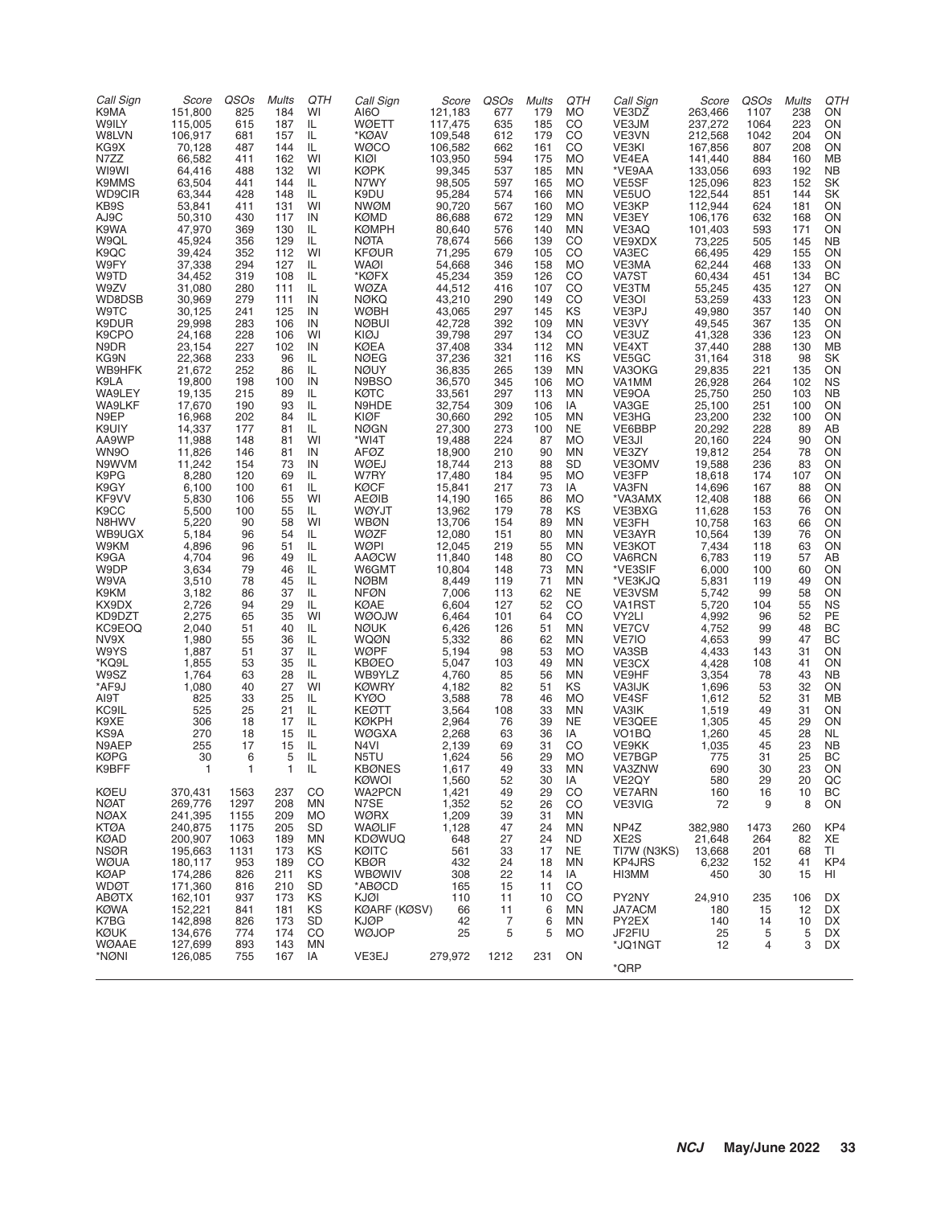| Call Sign | Score | QSOs | Mults | QTH |
|---|---|---|---|---|
| K9MA | 151,800 | 825 | 184 | WI |
| W9ILY | 115,005 | 615 | 187 | IL |
| W8LVN | 106,917 | 681 | 157 | IL |
| KG9X | 70,128 | 487 | 144 | IL |
| N7ZZ | 66,582 | 411 | 162 | WI |
| WI9WI | 64,416 | 488 | 132 | WI |
| K9MMS | 63,504 | 441 | 144 | IL |
| WD9CIR | 63,344 | 428 | 148 | IL |
| KB9S | 53,841 | 411 | 131 | WI |
| AJ9C | 50,310 | 430 | 117 | IN |
| K9WA | 47,970 | 369 | 130 | IL |
| W9QL | 45,924 | 356 | 129 | IL |
| K9QC | 39,424 | 352 | 112 | WI |
| W9FY | 37,338 | 294 | 127 | IL |
| W9TD | 34,452 | 319 | 108 | IL |
| W9ZV | 31,080 | 280 | 111 | IL |
| WD8DSB | 30,969 | 279 | 111 | IN |
| W9TC | 30,125 | 241 | 125 | IN |
| K9DUR | 29,998 | 283 | 106 | IN |
| K9CPO | 24,168 | 228 | 106 | WI |
| N9DR | 23,154 | 227 | 102 | IN |
| KG9N | 22,368 | 233 | 96 | IL |
| WB9HFK | 21,672 | 252 | 86 | IL |
| K9LA | 19,800 | 198 | 100 | IN |
| WA9LEY | 19,135 | 215 | 89 | IL |
| WA9LKF | 17,670 | 190 | 93 | IL |
| N9EP | 16,968 | 202 | 84 | IL |
| K9UIY | 14,337 | 177 | 81 | IL |
| AA9WP | 11,988 | 148 | 81 | WI |
| WN9O | 11,826 | 146 | 81 | IN |
| N9WVM | 11,242 | 154 | 73 | IN |
| K9PG | 8,280 | 120 | 69 | IL |
| K9GY | 6,100 | 100 | 61 | IL |
| KF9VV | 5,830 | 106 | 55 | WI |
| K9CC | 5,500 | 100 | 55 | IL |
| N8HWV | 5,220 | 90 | 58 | WI |
| WB9UGX | 5,184 | 96 | 54 | IL |
| W9KM | 4,896 | 96 | 51 | IL |
| K9GA | 4,704 | 96 | 49 | IL |
| W9DP | 3,634 | 79 | 46 | IL |
| W9VA | 3,510 | 78 | 45 | IL |
| K9KM | 3,182 | 86 | 37 | IL |
| KX9DX | 2,726 | 94 | 29 | IL |
| KD9DZT | 2,275 | 65 | 35 | WI |
| KC9EOQ | 2,040 | 51 | 40 | IL |
| NV9X | 1,980 | 55 | 36 | IL |
| W9YS | 1,887 | 51 | 37 | IL |
| *KQ9L | 1,855 | 53 | 35 | IL |
| W9SZ | 1,764 | 63 | 28 | IL |
| *AF9J | 1,080 | 40 | 27 | WI |
| AI9T | 825 | 33 | 25 | IL |
| KC9IL | 525 | 25 | 21 | IL |
| K9XE | 306 | 18 | 17 | IL |
| KS9A | 270 | 18 | 15 | IL |
| N9AEP | 255 | 17 | 15 | IL |
| KØPG | 30 | 6 | 5 | IL |
| K9BFF | 1 | 1 | 1 | IL |
| KØEU | 370,431 | 1563 | 237 | CO |
| NØAT | 269,776 | 1297 | 208 | MN |
| NØAX | 241,395 | 1155 | 209 | MO |
| KTØA | 240,875 | 1175 | 205 | SD |
| KØAD | 200,907 | 1063 | 189 | MN |
| NSØR | 195,663 | 1131 | 173 | KS |
| WØUA | 180,117 | 953 | 189 | CO |
| KØAP | 174,286 | 826 | 211 | KS |
| WDØT | 171,360 | 816 | 210 | SD |
| ABØTX | 162,101 | 937 | 173 | KS |
| KØWA | 152,221 | 841 | 181 | KS |
| K7BG | 142,898 | 826 | 173 | SD |
| KØUK | 134,676 | 774 | 174 | CO |
| WØAAE | 127,699 | 893 | 143 | MN |
| *NØNI | 126,085 | 755 | 167 | IA |
| AI6O | 121,183 | 677 | 179 | MO |
| WØETT | 117,475 | 635 | 185 | CO |
| *KØAV | 109,548 | 612 | 179 | CO |
| WØCO | 106,582 | 662 | 161 | CO |
| KIØI | 103,950 | 594 | 175 | MO |
| KØPK | 99,345 | 537 | 185 | MN |
| N7WY | 98,505 | 597 | 165 | MO |
| K9DU | 95,284 | 574 | 166 | MN |
| NWØM | 90,720 | 567 | 160 | MO |
| KØMD | 86,688 | 672 | 129 | MN |
| KØMPH | 80,640 | 576 | 140 | MN |
| NØTA | 78,674 | 566 | 139 | CO |
| KFØUR | 71,295 | 679 | 105 | CO |
| WAØI | 54,668 | 346 | 158 | MO |
| *KØFX | 45,234 | 359 | 126 | CO |
| WØZA | 44,512 | 416 | 107 | CO |
| NØKQ | 43,210 | 290 | 149 | CO |
| WØBH | 43,065 | 297 | 145 | KS |
| NØBUI | 42,728 | 392 | 109 | MN |
| KIØJ | 39,798 | 297 | 134 | CO |
| KØEA | 37,408 | 334 | 112 | MN |
| NØEG | 37,236 | 321 | 116 | KS |
| NØUY | 36,835 | 265 | 139 | MN |
| N9BSO | 36,570 | 345 | 106 | MO |
| KØTC | 33,561 | 297 | 113 | MN |
| N9HDE | 32,754 | 309 | 106 | IA |
| KIØF | 30,660 | 292 | 105 | MN |
| NØGN | 27,300 | 273 | 100 | NE |
| *WI4T | 19,488 | 224 | 87 | MO |
| AFØZ | 18,900 | 210 | 90 | MN |
| WØEJ | 18,744 | 213 | 88 | SD |
| W7RY | 17,480 | 184 | 95 | MO |
| KØCF | 15,841 | 217 | 73 | IA |
| AEØIB | 14,190 | 165 | 86 | MO |
| WØYJT | 13,962 | 179 | 78 | KS |
| WBØN | 13,706 | 154 | 89 | MN |
| WØZF | 12,080 | 151 | 80 | MN |
| WØPI | 12,045 | 219 | 55 | MN |
| AAØCW | 11,840 | 148 | 80 | CO |
| W6GMT | 10,804 | 148 | 73 | MN |
| NØBM | 8,449 | 119 | 71 | MN |
| NFØN | 7,006 | 113 | 62 | NE |
| KØAE | 6,604 | 127 | 52 | CO |
| WØOJW | 6,464 | 101 | 64 | CO |
| NØUK | 6,426 | 126 | 51 | MN |
| WQØN | 5,332 | 86 | 62 | MN |
| WØPF | 5,194 | 98 | 53 | MO |
| KBØEO | 5,047 | 103 | 49 | MN |
| WB9YLZ | 4,760 | 85 | 56 | MN |
| KØWRY | 4,182 | 82 | 51 | KS |
| KYØO | 3,588 | 78 | 46 | MO |
| KEØTT | 3,564 | 108 | 33 | MN |
| KØKPH | 2,964 | 76 | 39 | NE |
| WØGXA | 2,268 | 63 | 36 | IA |
| N4VI | 2,139 | 69 | 31 | CO |
| N5TU | 1,624 | 56 | 29 | MO |
| KBØNES | 1,617 | 49 | 33 | MN |
| KØWOI | 1,560 | 52 | 30 | IA |
| WA2PCN | 1,421 | 49 | 29 | CO |
| N7SE | 1,352 | 52 | 26 | CO |
| WØRX | 1,209 | 39 | 31 | MN |
| WAØLIF | 1,128 | 47 | 24 | MN |
| KDØWUQ | 648 | 27 | 24 | ND |
| KØITC | 561 | 33 | 17 | NE |
| KBØR | 432 | 24 | 18 | MN |
| WBØWIV | 308 | 22 | 14 | IA |
| *ABØCD | 165 | 15 | 11 | CO |
| KJØI | 110 | 11 | 10 | CO |
| KØARF (KØSV) | 66 | 11 | 6 | MN |
| KJØP | 42 | 7 | 6 | MN |
| WØJOP | 25 | 5 | 5 | MO |
| VE3EJ | 279,972 | 1212 | 231 | ON |
| VE3DZ | 263,466 | 1107 | 238 | ON |
| VE3JM | 237,272 | 1064 | 223 | ON |
| VE3VN | 212,568 | 1042 | 204 | ON |
| VE3KI | 167,856 | 807 | 208 | ON |
| VE4EA | 141,440 | 884 | 160 | MB |
| *VE9AA | 133,056 | 693 | 192 | NB |
| VE5SF | 125,096 | 823 | 152 | SK |
| VE5UO | 122,544 | 851 | 144 | SK |
| VE3KP | 112,944 | 624 | 181 | ON |
| VE3EY | 106,176 | 632 | 168 | ON |
| VE3AQ | 101,403 | 593 | 171 | ON |
| VE9XDX | 73,225 | 505 | 145 | NB |
| VA3EC | 66,495 | 429 | 155 | ON |
| VE3MA | 62,244 | 468 | 133 | ON |
| VA7ST | 60,434 | 451 | 134 | BC |
| VE3TM | 55,245 | 435 | 127 | ON |
| VE3OI | 53,259 | 433 | 123 | ON |
| VE3PJ | 49,980 | 357 | 140 | ON |
| VE3VY | 49,545 | 367 | 135 | ON |
| VE3UZ | 41,328 | 336 | 123 | ON |
| VE4XT | 37,440 | 288 | 130 | MB |
| VE5GC | 31,164 | 318 | 98 | SK |
| VA3OKG | 29,835 | 221 | 135 | ON |
| VA1MM | 26,928 | 264 | 102 | NS |
| VE9OA | 25,750 | 250 | 103 | NB |
| VA3GE | 25,100 | 251 | 100 | ON |
| VE3HG | 23,200 | 232 | 100 | ON |
| VE6BBP | 20,292 | 228 | 89 | AB |
| VE3JI | 20,160 | 224 | 90 | ON |
| VE3ZY | 19,812 | 254 | 78 | ON |
| VE3OMV | 19,588 | 236 | 83 | ON |
| VE3FP | 18,618 | 174 | 107 | ON |
| VA3FN | 14,696 | 167 | 88 | ON |
| *VA3AMX | 12,408 | 188 | 66 | ON |
| VE3BXG | 11,628 | 153 | 76 | ON |
| VE3FH | 10,758 | 163 | 66 | ON |
| VE3AYR | 10,564 | 139 | 76 | ON |
| VE3KOT | 7,434 | 118 | 63 | ON |
| VA6RCN | 6,783 | 119 | 57 | AB |
| *VE3SIF | 6,000 | 100 | 60 | ON |
| *VE3KJQ | 5,831 | 119 | 49 | ON |
| VE3VSM | 5,742 | 99 | 58 | ON |
| VA1RST | 5,720 | 104 | 55 | NS |
| VY2LI | 4,992 | 96 | 52 | PE |
| VE7CV | 4,752 | 99 | 48 | BC |
| VE7IO | 4,653 | 99 | 47 | BC |
| VA3SB | 4,433 | 143 | 31 | ON |
| VE3CX | 4,428 | 108 | 41 | ON |
| VE9HF | 3,354 | 78 | 43 | NB |
| VA3IJK | 1,696 | 53 | 32 | ON |
| VE4SF | 1,612 | 52 | 31 | MB |
| VA3IK | 1,519 | 49 | 31 | ON |
| VE3QEE | 1,305 | 45 | 29 | ON |
| VO1BQ | 1,260 | 45 | 28 | NL |
| VE9KK | 1,035 | 45 | 23 | NB |
| VE7BGP | 775 | 31 | 25 | BC |
| VA3ZNW | 690 | 30 | 23 | ON |
| VE2QY | 580 | 29 | 20 | QC |
| VE7ARN | 160 | 16 | 10 | BC |
| VE3VIG | 72 | 9 | 8 | ON |
| NP4Z | 382,980 | 1473 | 260 | KP4 |
| XE2S | 21,648 | 264 | 82 | XE |
| TI7W (N3KS) | 13,668 | 201 | 68 | TI |
| KP4JRS | 6,232 | 152 | 41 | KP4 |
| HI3MM | 450 | 30 | 15 | HI |
| PY2NY | 24,910 | 235 | 106 | DX |
| JA7ACM | 180 | 15 | 12 | DX |
| PY2EX | 140 | 14 | 10 | DX |
| JF2FIU | 25 | 5 | 5 | DX |
| *JQ1NGT | 12 | 4 | 3 | DX |

*QRP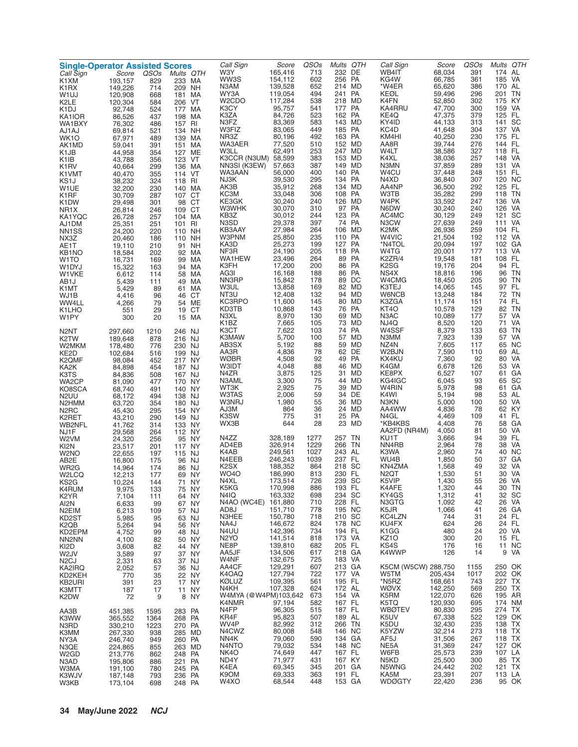## Single-Operator Assisted Scores

| Call Sign | Score | QSOs | Mults | QTH |
|---|---|---|---|---|
| K1XM | 193,157 | 829 | 233 | MA |
| K1RX | 149,226 | 714 | 209 | NH |
| W1UJ | 120,908 | 668 | 181 | MA |
| K2LE | 120,304 | 584 | 206 | VT |
| K1DJ | 92,748 | 524 | 177 | MA |
| KA1IOR | 86,526 | 437 | 198 | MA |
| WA1BXY | 76,302 | 486 | 157 | RI |
| AJ1AJ | 69,814 | 521 | 134 | NH |
| WK1O | 67,971 | 489 | 139 | MA |
| AK1MD | 59,041 | 391 | 151 | MA |
| K1JB | 44,958 | 354 | 127 | ME |
| K1IB | 43,788 | 356 | 123 | VT |
| K1RV | 40,664 | 299 | 136 | MA |
| K1VMT | 40,470 | 355 | 114 | VT |
| KS1J | 38,232 | 324 | 118 | RI |
| W1UE | 32,200 | 230 | 140 | MA |
| K1RF | 30,709 | 287 | 107 | CT |
| K1DW | 29,498 | 301 | 98 | CT |
| NR1X | 26,814 | 246 | 109 | CT |
| KA1YQC | 26,728 | 257 | 104 | MA |
| AJ1DM | 25,351 | 251 | 101 | RI |
| NN1SS | 24,200 | 220 | 110 | NH |
| NX3Z | 20,460 | 186 | 110 | NH |
| AE1T | 19,110 | 210 | 91 | NH |
| KB1NO | 18,584 | 202 | 92 | MA |
| W1TO | 16,731 | 169 | 99 | MA |
| W1DYJ | 15,322 | 163 | 94 | MA |
| W1VKE | 6,612 | 114 | 58 | MA |
| AB1J | 5,439 | 111 | 49 | MA |
| K1MT | 5,429 | 89 | 61 | MA |
| WJ1B | 4,416 | 96 | 46 | CT |
| WW4LL | 4,266 | 79 | 54 | ME |
| K1LHO | 551 | 29 | 19 | CT |
| W1PY | 300 | 20 | 15 | MA |
| | | | | |
| N2NT | 297,660 | 1210 | 246 | NJ |
| K2TW | 189,648 | 878 | 216 | NJ |
| W2MKM | 178,480 | 776 | 230 | NJ |
| KE2D | 102,684 | 516 | 199 | NJ |
| K2QMF | 98,084 | 452 | 217 | NY |
| KA2K | 84,898 | 454 | 187 | NJ |
| K3TS | 84,836 | 508 | 167 | NJ |
| WA2CP | 81,090 | 477 | 170 | NY |
| KO8SCA | 68,740 | 491 | 140 | NY |
| N2UU | 68,172 | 494 | 138 | NJ |
| N2HMM | 63,720 | 354 | 180 | NJ |
| N2RC | 45,430 | 295 | 154 | NY |
| K2RET | 43,210 | 290 | 149 | NJ |
| WB2NFL | 41,762 | 314 | 133 | NY |
| NJ1F | 29,568 | 264 | 112 | NY |
| W2VM | 24,320 | 256 | 95 | NY |
| KI2N | 23,517 | 201 | 117 | NY |
| W2NO | 22,655 | 197 | 115 | NJ |
| AB2E | 16,800 | 175 | 96 | NJ |
| WR2G | 14,964 | 174 | 86 | NJ |
| W2LCQ | 12,213 | 177 | 69 | NY |
| KS2G | 10,224 | 144 | 71 | NY |
| K4RUM | 9,975 | 133 | 75 | NY |
| K2YR | 7,104 | 111 | 64 | NY |
| AI2N | 6,633 | 99 | 67 | NY |
| N2EIM | 6,213 | 109 | 57 | NJ |
| KD2ST | 5,985 | 95 | 63 | NJ |
| K2QB | 5,264 | 94 | 56 | NY |
| KD2EPM | 4,752 | 99 | 48 | NJ |
| NN2NN | 4,100 | 82 | 50 | NY |
| KI2D | 3,608 | 82 | 44 | NY |
| W2JV | 3,589 | 97 | 37 | NY |
| N2CJ | 2,331 | 63 | 37 | NJ |
| KA2IRQ | 2,052 | 57 | 36 | NJ |
| KD2KEH | 770 | 35 | 22 | NY |
| KB2URI | 391 | 23 | 17 | NY |
| K3MTT | 187 | 17 | 11 | NY |
| K2DW | 72 | 9 | 8 | NY |
| | | | | |
| AA3B | 451,385 | 1595 | 283 | PA |
| K3WW | 365,552 | 1364 | 268 | PA |
| N3RD | 330,210 | 1223 | 270 | PA |
| K3MM | 267,330 | 938 | 285 | MD |
| NY3A | 246,740 | 949 | 260 | PA |
| N3QE | 224,865 | 855 | 263 | MD |
| W2GD | 213,776 | 862 | 248 | PA |
| N3AD | 195,806 | 886 | 221 | PA |
| W3MA | 191,100 | 780 | 245 | PA |
| K3WJV | 187,148 | 793 | 236 | PA |
| W3KB | 173,104 | 698 | 248 | PA |
| W3Y | 165,416 | 713 | 232 | DE |
| WW3S | 154,112 | 602 | 256 | PA |
| N3AM | 139,528 | 652 | 214 | MD |
| WY3A | 119,054 | 494 | 241 | PA |
| W2CDO | 117,284 | 538 | 218 | MD |
| K3CY | 95,757 | 541 | 177 | PA |
| K3ZA | 84,726 | 523 | 162 | PA |
| N3FZ | 83,369 | 583 | 143 | MD |
| W3FIZ | 83,065 | 449 | 185 | PA |
| NR3Z | 80,196 | 492 | 163 | PA |
| WA3AER | 77,520 | 510 | 152 | MD |
| W3LL | 62,491 | 253 | 247 | MD |
| K3CCR (N3UM) | 58,599 | 383 | 153 | MD |
| NN3SI (K3EW) | 57,663 | 387 | 149 | MD |
| WA3AAN | 56,000 | 400 | 140 | PA |
| NJ3K | 39,530 | 295 | 134 | PA |
| AK3B | 35,912 | 268 | 134 | MD |
| KC3M | 33,048 | 306 | 108 | PA |
| KE3GK | 30,240 | 240 | 126 | MD |
| W3WHK | 30,070 | 310 | 97 | PA |
| KB3Z | 30,012 | 244 | 123 | PA |
| N3SD | 29,378 | 397 | 74 | PA |
| KB3AAY | 27,984 | 264 | 106 | MD |
| W3PNM | 25,850 | 235 | 110 | PA |
| KA3D | 25,273 | 199 | 127 | PA |
| NF3R | 24,190 | 205 | 118 | PA |
| WA1HEW | 23,496 | 264 | 89 | PA |
| K3FH | 17,200 | 200 | 86 | PA |
| AG3I | 16,168 | 188 | 86 | PA |
| NN3RP | 15,842 | 178 | 89 | DC |
| W3UL | 13,858 | 169 | 82 | MD |
| NT3U | 12,408 | 132 | 94 | MD |
| KC3RPO | 11,600 | 145 | 80 | MD |
| KD3TB | 10,868 | 143 | 76 | PA |
| N3XL | 8,970 | 130 | 69 | MD |
| K1BZ | 7,665 | 105 | 73 | MD |
| K3CT | 7,622 | 103 | 74 | PA |
| K3MAW | 5,700 | 100 | 57 | MD |
| AB3SX | 5,192 | 88 | 59 | MD |
| AA3R | 4,836 | 78 | 62 | DE |
| WØBR | 4,508 | 92 | 49 | PA |
| W3IDT | 4,048 | 88 | 46 | MD |
| N4ZR | 3,875 | 125 | 31 | MD |
| N3AML | 3,300 | 75 | 44 | MD |
| WT3K | 2,925 | 75 | 39 | MD |
| W3TAS | 2,006 | 59 | 34 | DE |
| W3NRJ | 1,980 | 55 | 36 | MD |
| AJ3M | 864 | 36 | 24 | MD |
| K3SW | 775 | 31 | 25 | PA |
| WX3B | 644 | 28 | 23 | MD |
| | | | | |
| N4ZZ | 328,189 | 1277 | 257 | TN |
| AD4EB | 326,914 | 1229 | 266 | TN |
| K4AB | 249,561 | 1027 | 243 | AL |
| N4EEB | 246,243 | 1039 | 237 | FL |
| K2SX | 188,352 | 864 | 218 | SC |
| WO4O | 186,990 | 813 | 230 | FL |
| N4XL | 173,514 | 726 | 239 | SC |
| K5KG | 170,998 | 886 | 193 | FL |
| N4IQ | 163,332 | 698 | 234 | SC |
| N4AO (WC4E) | 161,880 | 710 | 228 | FL |
| AD8J | 151,710 | 778 | 195 | NC |
| N3HEE | 150,780 | 718 | 210 | SC |
| NA4J | 146,672 | 824 | 178 | NC |
| N4UU | 142,396 | 734 | 194 | FL |
| N2YO | 141,514 | 818 | 173 | VA |
| NE8P | 139,810 | 682 | 205 | FL |
| AA5JF | 134,506 | 617 | 218 | GA |
| W4NF | 132,675 | 725 | 183 | VA |
| AA4CF | 129,291 | 607 | 213 | GA |
| K4OAQ | 127,794 | 722 | 177 | VA |
| KØLUZ | 109,395 | 561 | 195 | FL |
| N4KH | 107,328 | 624 | 172 | AL |
| W4MYA (@W4PM) | 103,642 | 673 | 154 | VA |
| K4NMR | 97,194 | 582 | 167 | FL |
| N4FP | 96,305 | 515 | 187 | FL |
| KR4F | 95,823 | 507 | 189 | AL |
| WV4P | 82,992 | 312 | 266 | TN |
| N4CWZ | 80,008 | 548 | 146 | NC |
| NN4K | 79,060 | 590 | 134 | GA |
| N4NTO | 79,032 | 534 | 148 | NC |
| NK4O | 74,649 | 447 | 167 | FL |
| ND4Y | 71,977 | 431 | 167 | KY |
| K4EA | 69,345 | 345 | 201 | GA |
| K9OM | 69,333 | 363 | 191 | FL |
| W4XO | 68,544 | 448 | 153 | GA |
| WB4IT | 68,034 | 391 | 174 | AL |
| KG4W | 66,785 | 361 | 185 | VA |
| *W4ER | 65,620 | 386 | 170 | AL |
| KEØL | 59,496 | 296 | 201 | TN |
| K4FN | 52,850 | 302 | 175 | KY |
| KA4RRU | 47,700 | 300 | 159 | VA |
| KE4Q | 47,375 | 379 | 125 | FL |
| KY4ID | 44,133 | 313 | 141 | SC |
| KC4D | 41,648 | 304 | 137 | VA |
| KM4HI | 40,250 | 230 | 175 | FL |
| AA8R | 39,744 | 276 | 144 | FL |
| W4LT | 38,586 | 327 | 118 | FL |
| K4XL | 38,036 | 257 | 148 | VA |
| N3MN | 37,859 | 289 | 131 | VA |
| W4CU | 37,448 | 248 | 151 | FL |
| N4XD | 36,840 | 307 | 120 | NC |
| AA4NP | 36,500 | 292 | 125 | FL |
| W3TB | 35,282 | 299 | 118 | TN |
| W4PK | 33,592 | 247 | 136 | VA |
| N6DW | 30,240 | 240 | 126 | VA |
| AC4MC | 30,129 | 249 | 121 | SC |
| N3CW | 27,639 | 249 | 111 | VA |
| K2MK | 26,936 | 259 | 104 | FL |
| W4VIC | 21,504 | 192 | 112 | VA |
| *N4TOL | 20,094 | 197 | 102 | GA |
| W4TG | 20,001 | 177 | 113 | VA |
| K2ZR/4 | 19,548 | 181 | 108 | FL |
| K2SG | 19,176 | 204 | 94 | FL |
| NS4X | 18,816 | 196 | 96 | TN |
| W4CMG | 18,450 | 205 | 90 | TN |
| K3TEJ | 14,065 | 145 | 97 | FL |
| W6NCB | 13,248 | 184 | 72 | TN |
| K3ZGA | 11,174 | 151 | 74 | FL |
| KT4O | 10,578 | 129 | 82 | TN |
| N3AC | 10,089 | 177 | 57 | VA |
| NJ4Q | 8,520 | 120 | 71 | VA |
| W4SSF | 8,379 | 133 | 63 | TN |
| N3MM | 7,923 | 139 | 57 | VA |
| NZ4N | 7,605 | 117 | 65 | NC |
| W2BJN | 7,590 | 110 | 69 | AL |
| KX4KU | 7,360 | 92 | 80 | VA |
| K4GM | 6,678 | 126 | 53 | VA |
| KE8PX | 6,527 | 107 | 61 | GA |
| KG4IGC | 6,045 | 93 | 65 | SC |
| W4RIN | 5,978 | 98 | 61 | GA |
| K4WI | 5,194 | 98 | 53 | AL |
| N3KN | 5,000 | 100 | 50 | VA |
| AA4WW | 4,836 | 78 | 62 | KY |
| N4GL | 4,469 | 109 | 41 | FL |
| *KB4KBS | 4,408 | 76 | 58 | GA |
| AA2FD (NR4M) | 4,050 | 81 | 50 | VA |
| KU1T | 3,666 | 94 | 39 | FL |
| NN4RB | 2,964 | 78 | 38 | VA |
| K3WA | 2,960 | 74 | 40 | NC |
| WU4B | 1,850 | 50 | 37 | GA |
| KN4ZMA | 1,568 | 49 | 32 | VA |
| N2QT | 1,530 | 51 | 30 | VA |
| K5VIP | 1,430 | 55 | 26 | VA |
| K4AFE | 1,320 | 44 | 30 | TN |
| KY4GS | 1,312 | 41 | 32 | SC |
| N3GTG | 1,092 | 42 | 26 | VA |
| K5JR | 1,066 | 41 | 26 | GA |
| KC4LZN | 744 | 31 | 24 | FL |
| KU4FX | 624 | 26 | 24 | FL |
| K1GG | 480 | 24 | 20 | VA |
| KZ1O | 300 | 20 | 15 | FL |
| KS4S | 176 | 16 | 11 | NC |
| K4WWP | 126 | 14 | 9 | VA |
| | | | | |
| K5CM (W5CW) | 288,750 | 1155 | 250 | OK |
| W5TM | 205,434 | 1017 | 202 | OK |
| *N5RZ | 168,661 | 743 | 227 | TX |
| WØVX | 142,250 | 569 | 250 | TX |
| K5RM | 122,070 | 626 | 195 | AR |
| K5TQ | 120,930 | 695 | 174 | NM |
| WBØTEV | 80,830 | 295 | 274 | TX |
| K5UV | 67,338 | 522 | 129 | OK |
| K5DU | 32,430 | 235 | 138 | TX |
| K5YZW | 32,214 | 273 | 118 | TX |
| AF5J | 31,506 | 267 | 118 | TX |
| NE5A | 31,369 | 247 | 127 | OK |
| W6FB | 25,573 | 239 | 107 | LA |
| N5KD | 25,500 | 300 | 85 | TX |
| N5WNG | 24,442 | 202 | 121 | TX |
| KA5M | 23,391 | 207 | 113 | LA |
| WDØGTY | 22,420 | 236 | 95 | OK |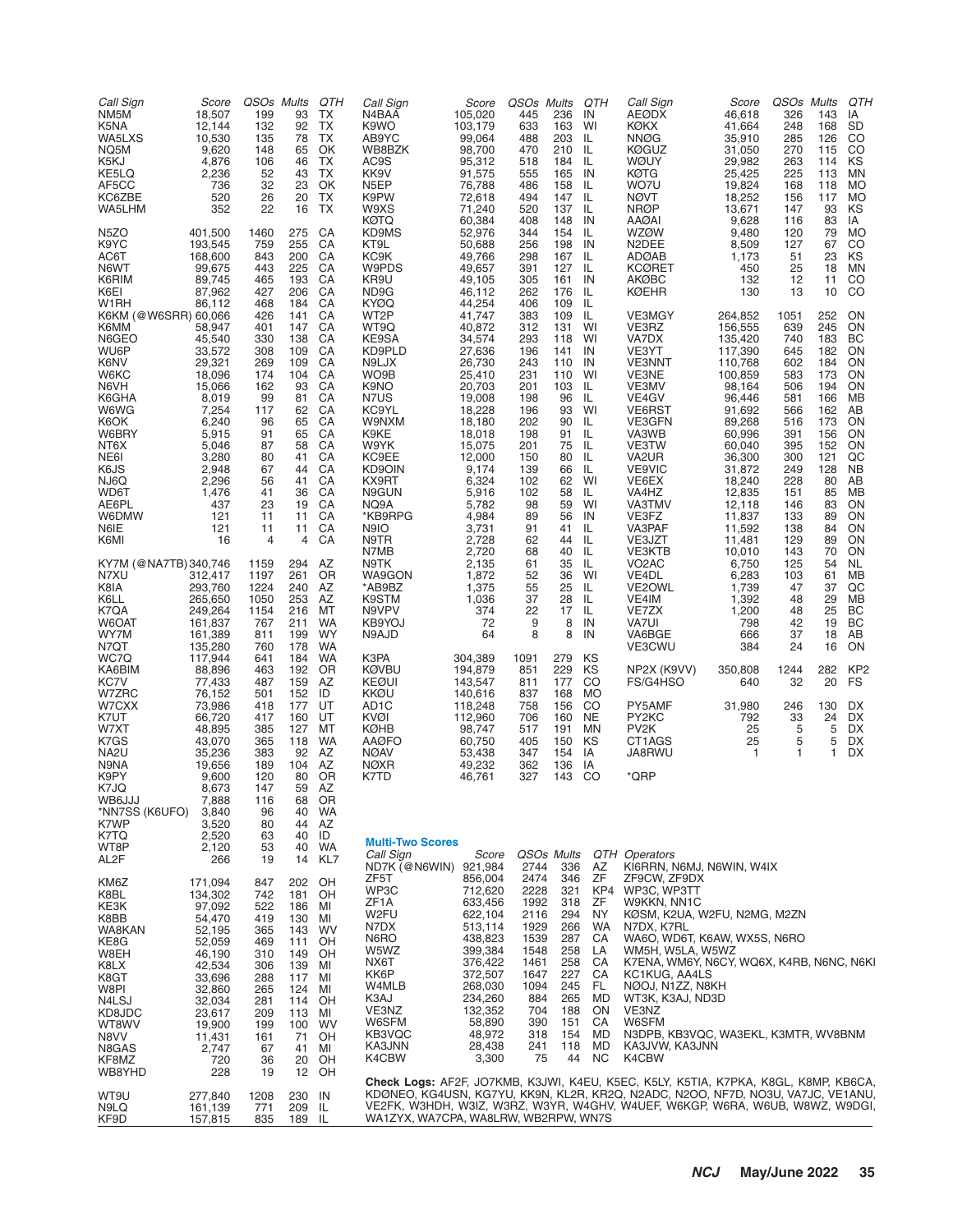| Call Sign | Score | QSOs | Mults | QTH |
|---|---|---|---|---|
| NM5M | 18,507 | 199 | 93 | TX |
| K5NA | 12,144 | 132 | 92 | TX |
| WA5LXS | 10,530 | 135 | 78 | TX |
| NQ5M | 9,620 | 148 | 65 | OK |
| K5KJ | 4,876 | 106 | 46 | TX |
| KE5LQ | 2,236 | 52 | 43 | TX |
| AF5CC | 736 | 32 | 23 | OK |
| KC6ZBE | 520 | 26 | 20 | TX |
| WA5LHM | 352 | 22 | 16 | TX |
| | | | | |
| N5ZO | 401,500 | 1460 | 275 | CA |
| K9YC | 193,545 | 759 | 255 | CA |
| AC6T | 168,600 | 843 | 200 | CA |
| N6WT | 99,675 | 443 | 225 | CA |
| K6RIM | 89,745 | 465 | 193 | CA |
| K6EI | 87,962 | 427 | 206 | CA |
| W1RH | 86,112 | 468 | 184 | CA |
| K6KM (@W6SRR) | 60,066 | 426 | 141 | CA |
| K6MM | 58,947 | 401 | 147 | CA |
| N6GEO | 45,540 | 330 | 138 | CA |
| WU6P | 33,572 | 308 | 109 | CA |
| K6NV | 29,321 | 269 | 109 | CA |
| W6KC | 18,096 | 174 | 104 | CA |
| N6VH | 15,066 | 162 | 93 | CA |
| K6GHA | 8,019 | 99 | 81 | CA |
| W6WG | 7,254 | 117 | 62 | CA |
| K6OK | 6,240 | 96 | 65 | CA |
| W6BRY | 5,915 | 91 | 65 | CA |
| NT6X | 5,046 | 87 | 58 | CA |
| NE6I | 3,280 | 80 | 41 | CA |
| K6JS | 2,948 | 67 | 44 | CA |
| NJ6Q | 2,296 | 56 | 41 | CA |
| WD6T | 1,476 | 41 | 36 | CA |
| AE6PL | 437 | 23 | 19 | CA |
| W6DMW | 121 | 11 | 11 | CA |
| N6IE | 121 | 11 | 11 | CA |
| K6MI | 16 | 4 | 4 | CA |
| | | | | |
| KY7M (@NA7TB) | 340,746 | 1159 | 294 | AZ |
| N7XU | 312,417 | 1197 | 261 | OR |
| K8IA | 293,760 | 1224 | 240 | AZ |
| K6LL | 265,650 | 1050 | 253 | AZ |
| K7QA | 249,264 | 1154 | 216 | MT |
| W6OAT | 161,837 | 767 | 211 | WA |
| WY7M | 161,389 | 811 | 199 | WY |
| N7QT | 135,280 | 760 | 178 | WA |
| WC7Q | 117,944 | 641 | 184 | WA |
| KA6BIM | 88,896 | 463 | 192 | OR |
| KC7V | 77,433 | 487 | 159 | AZ |
| W7ZRC | 76,152 | 501 | 152 | ID |
| W7CXX | 73,986 | 418 | 177 | UT |
| K7UT | 66,720 | 417 | 160 | UT |
| W7XT | 48,895 | 385 | 127 | MT |
| K7GS | 43,070 | 365 | 118 | WA |
| NA2U | 35,236 | 383 | 92 | AZ |
| N9NA | 19,656 | 189 | 104 | AZ |
| K9PY | 9,600 | 120 | 80 | OR |
| K7JQ | 8,673 | 147 | 59 | AZ |
| WB6JJJ | 7,888 | 116 | 68 | OR |
| *NN7SS (K6UFO) | 3,840 | 96 | 40 | WA |
| K7WP | 3,520 | 80 | 44 | AZ |
| K7TQ | 2,520 | 63 | 40 | ID |
| WT8P | 2,120 | 53 | 40 | WA |
| AL2F | 266 | 19 | 14 | KL7 |
| | | | | |
| KM6Z | 171,094 | 847 | 202 | OH |
| K8BL | 134,302 | 742 | 181 | OH |
| KE3K | 97,092 | 522 | 186 | MI |
| K8BB | 54,470 | 419 | 130 | MI |
| WA8KAN | 52,195 | 365 | 143 | WV |
| KE8G | 52,059 | 469 | 111 | OH |
| W8EH | 46,190 | 310 | 149 | OH |
| K8LX | 42,534 | 306 | 139 | MI |
| K8GT | 33,696 | 288 | 117 | MI |
| W8PI | 32,860 | 265 | 124 | MI |
| N4LSJ | 32,034 | 281 | 114 | OH |
| KD8JDC | 23,617 | 209 | 113 | MI |
| WT8WV | 19,900 | 199 | 100 | WV |
| N8VV | 11,431 | 161 | 71 | OH |
| N8GAS | 2,747 | 67 | 41 | MI |
| KF8MZ | 720 | 36 | 20 | OH |
| WB8YHD | 228 | 19 | 12 | OH |
| | | | | |
| WT9U | 277,840 | 1208 | 230 | IN |
| N9LQ | 161,139 | 771 | 209 | IL |
| KF9D | 157,815 | 835 | 189 | IL |
| N4BAA | 105,020 | 445 | 236 | IN |
| K9WO | 103,179 | 633 | 163 | WI |
| AB9YC | 99,064 | 488 | 203 | IL |
| WB8BZK | 98,700 | 470 | 210 | IL |
| AC9S | 95,312 | 518 | 184 | IL |
| KK9V | 91,575 | 555 | 165 | IN |
| N5EP | 76,788 | 486 | 158 | IL |
| K9PW | 72,618 | 494 | 147 | IL |
| W9XS | 71,240 | 520 | 137 | IL |
| KØTQ | 60,384 | 408 | 148 | IN |
| KD9MS | 52,976 | 344 | 154 | IL |
| KT9L | 50,688 | 256 | 198 | IN |
| KC9K | 49,766 | 298 | 167 | IL |
| W9PDS | 49,657 | 391 | 127 | IL |
| KR9U | 49,105 | 305 | 161 | IN |
| ND9G | 46,112 | 262 | 176 | IL |
| KYØQ | 44,254 | 406 | 109 | IL |
| WT2P | 41,747 | 383 | 109 | IL |
| WT9Q | 40,872 | 312 | 131 | WI |
| KE9SA | 34,574 | 293 | 118 | WI |
| KD9PLD | 27,636 | 196 | 141 | IN |
| N9LJX | 26,730 | 243 | 110 | IN |
| WO9B | 25,410 | 231 | 110 | WI |
| K9NO | 20,703 | 201 | 103 | IL |
| N7US | 19,008 | 198 | 96 | IL |
| KC9YL | 18,228 | 196 | 93 | WI |
| W9NXM | 18,180 | 202 | 90 | IL |
| K9KE | 18,018 | 198 | 91 | IL |
| W9YK | 15,075 | 201 | 75 | IL |
| KC9EE | 12,000 | 150 | 80 | IL |
| KD9OIN | 9,174 | 139 | 66 | IL |
| KX9RT | 6,324 | 102 | 62 | WI |
| N9GUN | 5,916 | 102 | 58 | IL |
| NQ9A | 5,782 | 98 | 59 | WI |
| *KB9RPG | 4,984 | 89 | 56 | IN |
| N9IO | 3,731 | 91 | 41 | IL |
| N9TR | 2,728 | 62 | 44 | IL |
| N7MB | 2,720 | 68 | 40 | IL |
| N9TK | 2,135 | 61 | 35 | IL |
| WA9GON | 1,872 | 52 | 36 | WI |
| *AB9BZ | 1,375 | 55 | 25 | IL |
| K9STM | 1,036 | 37 | 28 | IL |
| N9VPV | 374 | 22 | 17 | IL |
| KB9YOJ | 72 | 9 | 8 | IN |
| N9AJD | 64 | 8 | 8 | IN |
| | | | | |
| K3PA | 304,389 | 1091 | 279 | KS |
| KØVBU | 194,879 | 851 | 229 | KS |
| KEØUI | 143,547 | 811 | 177 | CO |
| KKØU | 140,616 | 837 | 168 | MO |
| AD1C | 118,248 | 758 | 156 | CO |
| KVØI | 112,960 | 706 | 160 | NE |
| KØHB | 98,747 | 517 | 191 | MN |
| AAØFO | 60,750 | 405 | 150 | KS |
| NØAV | 53,438 | 347 | 154 | IA |
| NØXR | 49,232 | 362 | 136 | IA |
| K7TD | 46,761 | 327 | 143 | CO |
| AEØDX | 46,618 | 326 | 143 | IA |
| KØKX | 41,664 | 248 | 168 | SD |
| NNØG | 35,910 | 285 | 126 | CO |
| KØGUZ | 31,050 | 270 | 115 | CO |
| WØUY | 29,982 | 263 | 114 | KS |
| KØTG | 25,425 | 225 | 113 | MN |
| WO7U | 19,824 | 168 | 118 | MO |
| NØVT | 18,252 | 156 | 117 | MO |
| NRØP | 13,671 | 147 | 93 | KS |
| AAØAI | 9,628 | 116 | 83 | IA |
| WZØW | 9,480 | 120 | 79 | MO |
| N2DEE | 8,509 | 127 | 67 | CO |
| ADØAB | 1,173 | 51 | 23 | KS |
| KCØRET | 450 | 25 | 18 | MN |
| AKØBC | 132 | 12 | 11 | CO |
| KØEHR | 130 | 13 | 10 | CO |
| | | | | |
| VE3MGY | 264,852 | 1051 | 252 | ON |
| VE3RZ | 156,555 | 639 | 245 | ON |
| VA7DX | 135,420 | 740 | 183 | BC |
| VE3YT | 117,390 | 645 | 182 | ON |
| VE3NNT | 110,768 | 602 | 184 | ON |
| VE3NE | 100,859 | 583 | 173 | ON |
| VE3MV | 98,164 | 506 | 194 | ON |
| VE4GV | 96,446 | 581 | 166 | MB |
| VE6RST | 91,692 | 566 | 162 | AB |
| VE3GFN | 89,268 | 516 | 173 | ON |
| VA3WB | 60,996 | 391 | 156 | ON |
| VE3TW | 60,040 | 395 | 152 | ON |
| VA2UR | 36,300 | 300 | 121 | QC |
| VE9VIC | 31,872 | 249 | 128 | NB |
| VE6EX | 18,240 | 228 | 80 | AB |
| VA4HZ | 12,835 | 151 | 85 | MB |
| VA3TMV | 12,118 | 146 | 83 | ON |
| VE3FZ | 11,837 | 133 | 89 | ON |
| VA3PAF | 11,592 | 138 | 84 | ON |
| VE3JZT | 11,481 | 129 | 89 | ON |
| VE3KTB | 10,010 | 143 | 70 | ON |
| VO2AC | 6,750 | 125 | 54 | NL |
| VE4DL | 6,283 | 103 | 61 | MB |
| VE2OWL | 1,739 | 47 | 37 | QC |
| VE4IM | 1,392 | 48 | 29 | MB |
| VE7ZX | 1,200 | 48 | 25 | BC |
| VA7UI | 798 | 42 | 19 | BC |
| VA6BGE | 666 | 37 | 18 | AB |
| VE3CWU | 384 | 24 | 16 | ON |
| | | | | |
| NP2X (K9VV) | 350,808 | 1244 | 282 | KP2 |
| FS/G4HSO | 640 | 32 | 20 | FS |
| | | | | |
| PY5AMF | 31,980 | 246 | 130 | DX |
| PY2KC | 792 | 33 | 24 | DX |
| PV2K | 25 | 5 | 5 | DX |
| CT1AGS | 25 | 5 | 5 | DX |
| JA8RWU | 1 | 1 | 1 | DX |

*QRP

## Multi-Two Scores

| Call Sign | Score | QSOs | Mults | QTH | Operators |
|---|---|---|---|---|---|
| ND7K (@N6WIN) | 921,984 | 2744 | 336 | AZ | KI6RRN, N6MJ, N6WIN, W4IX |
| ZF5T | 856,004 | 2474 | 346 | ZF | ZF9CW, ZF9DX |
| WP3C | 712,620 | 2228 | 321 | KP4 | WP3C, WP3TT |
| ZF1A | 633,456 | 1992 | 318 | ZF | W9KKN, NN1C |
| W2FU | 622,104 | 2116 | 294 | NY | KØSM, K2UA, W2FU, N2MG, M2ZN |
| N7DX | 513,114 | 1929 | 266 | WA | N7DX, K7RL |
| N6RO | 438,823 | 1539 | 287 | CA | WA6O, WD6T, K6AW, WX5S, N6RO |
| W5WZ | 399,384 | 1548 | 258 | LA | WM5H, W5LA, W5WZ |
| NX6T | 376,422 | 1461 | 258 | CA | K7ENA, WM6Y, N6CY, WQ6X, K4RB, N6NC, N6KI |
| KK6P | 372,507 | 1647 | 227 | CA | KC1KUG, AA4LS |
| W4MLB | 268,030 | 1094 | 245 | FL | NØOJ, N1ZZ, N8KH |
| K3AJ | 234,260 | 884 | 265 | MD | WT3K, K3AJ, ND3D |
| VE3NZ | 132,352 | 704 | 188 | ON | VE3NZ |
| W6SFM | 58,890 | 390 | 151 | CA | W6SFM |
| KB3VQC | 48,972 | 318 | 154 | MD | N3DPB, KB3VQC, WA3EKL, K3MTR, WV8BNM |
| KA3JNN | 28,438 | 241 | 118 | MD | KA3JVW, KA3JNN |
| K4CBW | 3,300 | 75 | 44 | NC | K4CBW |

**Check Logs:** AF2F, JO7KMB, K3JWI, K4EU, K5EC, K5LY, K5TIA, K7PKA, K8GL, K8MP, KB6CA, KDØNEO, KG4USN, KG7YU, KK9N, KL2R, KR2Q, N2ADC, N2OO, NF7D, NO3U, VA7JC, VE1ANU, VE2FK, W3HDH, W3IZ, W3RZ, W3YR, W4GHV, W4UEF, W6KGP, W6RA, W6UB, W8WZ, W9DGI, WA1ZYX, WA7CPA, WA8LRW, WB2RPW, WN7S